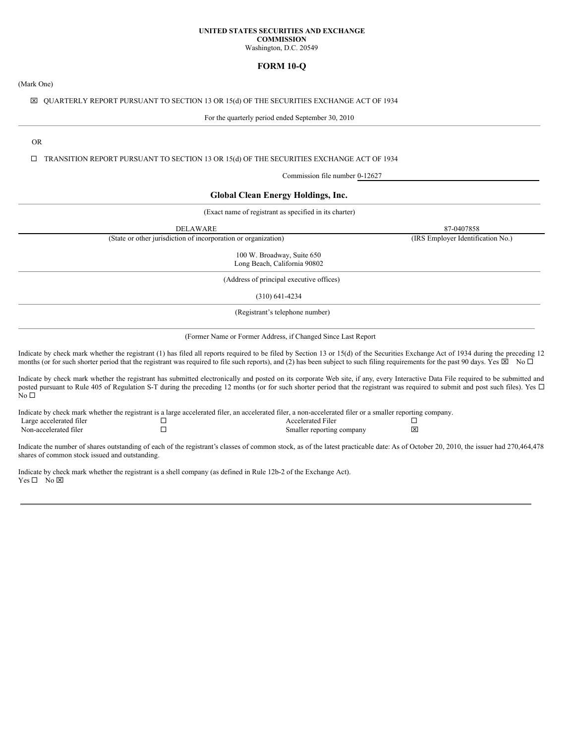**UNITED STATES SECURITIES AND EXCHANGE COMMISSION**
Washington, D.C. 20549

# FORM 10-Q

(Mark One)

☒ QUARTERLY REPORT PURSUANT TO SECTION 13 OR 15(d) OF THE SECURITIES EXCHANGE ACT OF 1934

For the quarterly period ended September 30, 2010

OR

☐ TRANSITION REPORT PURSUANT TO SECTION 13 OR 15(d) OF THE SECURITIES EXCHANGE ACT OF 1934

Commission file number 0-12627

## Global Clean Energy Holdings, Inc.

(Exact name of registrant as specified in its charter)

| DELAWARE | 87-0407858 |
|---|---|
| (State or other jurisdiction of incorporation or organization) | (IRS Employer Identification No.) |

100 W. Broadway, Suite 650
Long Beach, California 90802

(Address of principal executive offices)

(310) 641-4234

(Registrant's telephone number)

(Former Name or Former Address, if Changed Since Last Report

Indicate by check mark whether the registrant (1) has filed all reports required to be filed by Section 13 or 15(d) of the Securities Exchange Act of 1934 during the preceding 12 months (or for such shorter period that the registrant was required to file such reports), and (2) has been subject to such filing requirements for the past 90 days. Yes ☒ No ☐

Indicate by check mark whether the registrant has submitted electronically and posted on its corporate Web site, if any, every Interactive Data File required to be submitted and posted pursuant to Rule 405 of Regulation S-T during the preceding 12 months (or for such shorter period that the registrant was required to submit and post such files). Yes ☐ No ☐

Indicate by check mark whether the registrant is a large accelerated filer, an accelerated filer, a non-accelerated filer or a smaller reporting company.

| | | | |
|---|---|---|---|
| Large accelerated filer | ☐ | Accelerated Filer | ☐ |
| Non-accelerated filer | ☐ | Smaller reporting company | ☒ |

Indicate the number of shares outstanding of each of the registrant's classes of common stock, as of the latest practicable date: As of October 20, 2010, the issuer had 270,464,478 shares of common stock issued and outstanding.

Indicate by check mark whether the registrant is a shell company (as defined in Rule 12b-2 of the Exchange Act).
Yes ☐ No ☒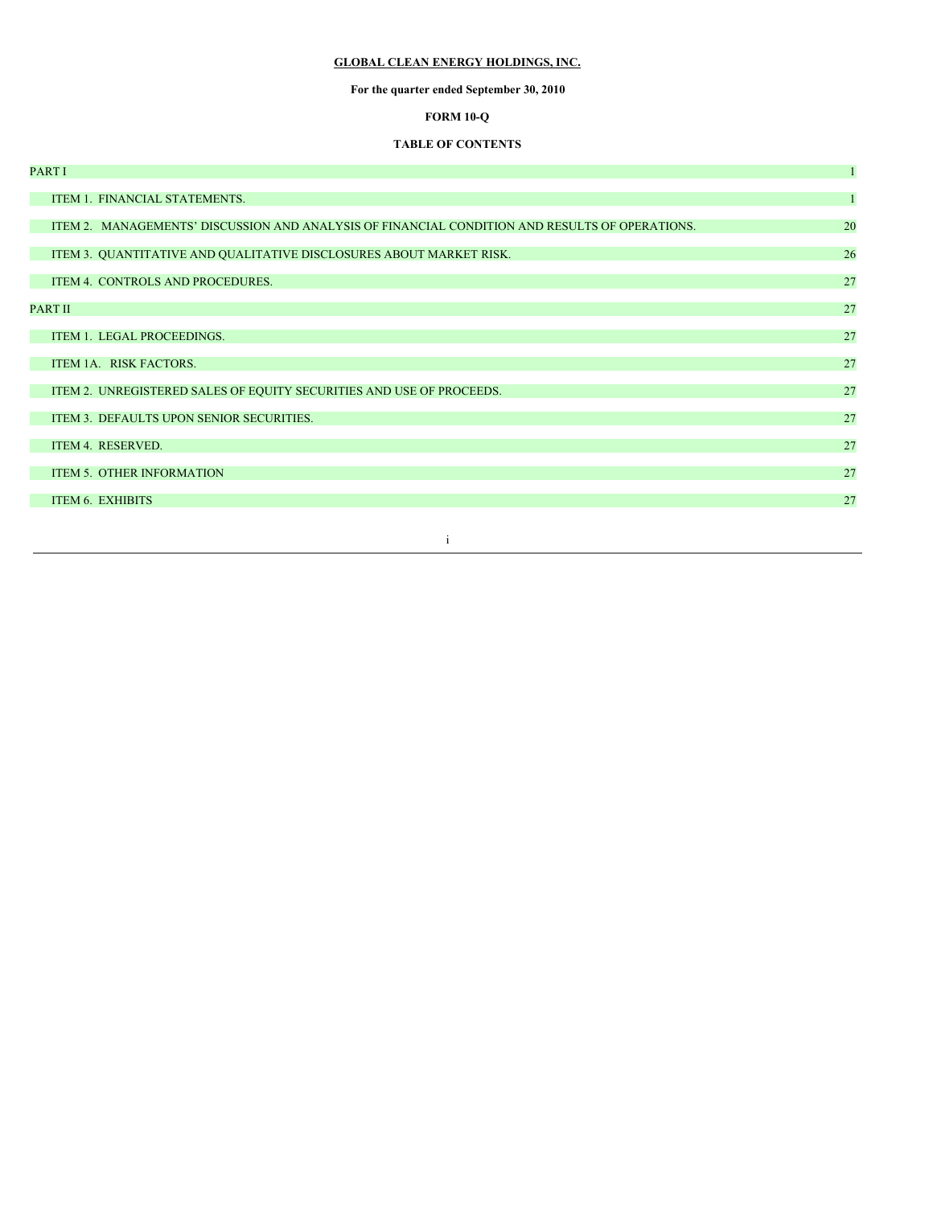**GLOBAL CLEAN ENERGY HOLDINGS, INC.**

**For the quarter ended September 30, 2010**

**FORM 10-Q**

**TABLE OF CONTENTS**

| | |
|---|---|
| PART I | 1 |
| ITEM 1. FINANCIAL STATEMENTS. | 1 |
| ITEM 2. MANAGEMENTS' DISCUSSION AND ANALYSIS OF FINANCIAL CONDITION AND RESULTS OF OPERATIONS. | 20 |
| ITEM 3. QUANTITATIVE AND QUALITATIVE DISCLOSURES ABOUT MARKET RISK. | 26 |
| ITEM 4. CONTROLS AND PROCEDURES. | 27 |
| PART II | 27 |
| ITEM 1. LEGAL PROCEEDINGS. | 27 |
| ITEM 1A. RISK FACTORS. | 27 |
| ITEM 2. UNREGISTERED SALES OF EQUITY SECURITIES AND USE OF PROCEEDS. | 27 |
| ITEM 3. DEFAULTS UPON SENIOR SECURITIES. | 27 |
| ITEM 4. RESERVED. | 27 |
| ITEM 5. OTHER INFORMATION | 27 |
| ITEM 6. EXHIBITS | 27 |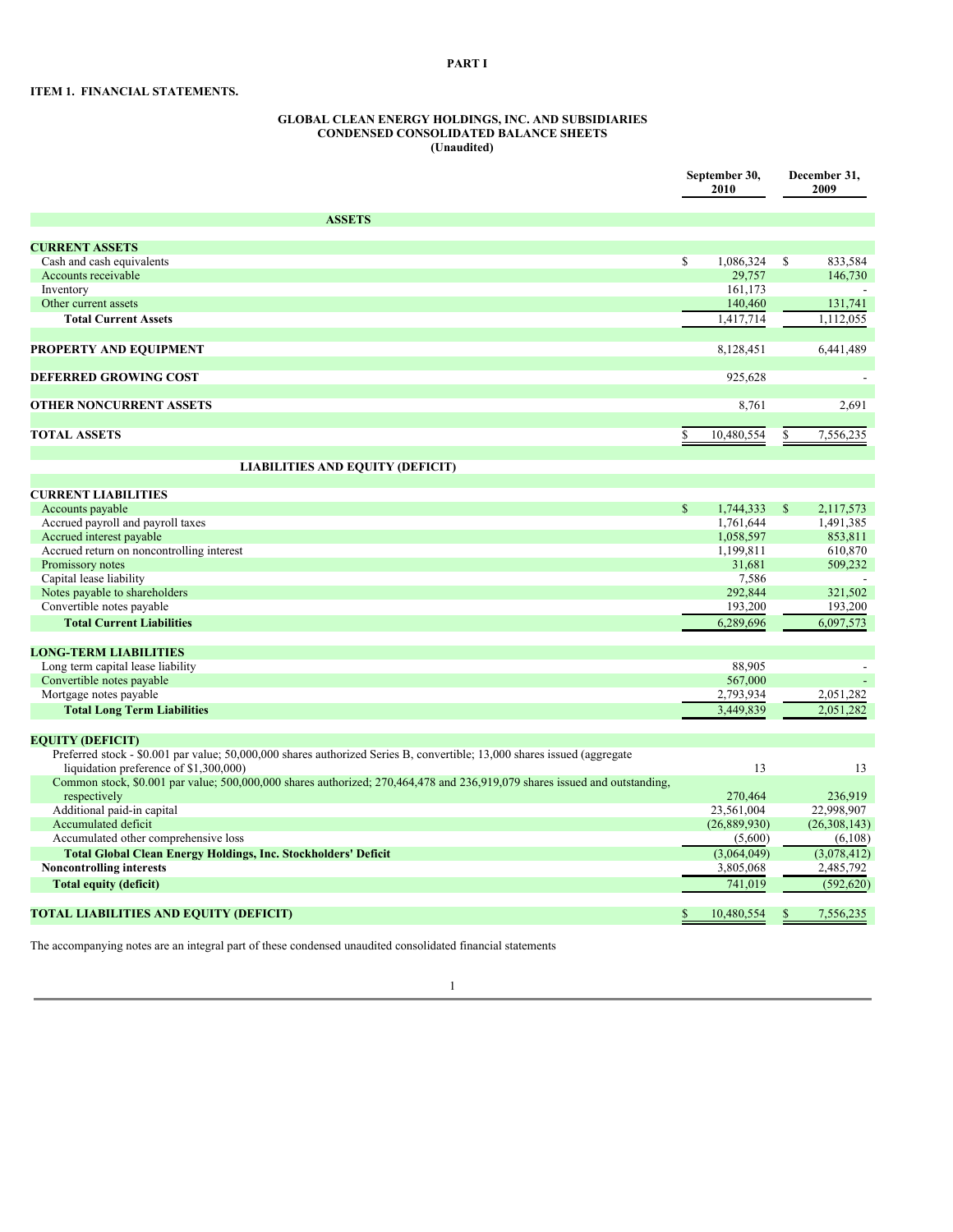**PART I**

**ITEM 1. FINANCIAL STATEMENTS.**

**GLOBAL CLEAN ENERGY HOLDINGS, INC. AND SUBSIDIARIES**
**CONDENSED CONSOLIDATED BALANCE SHEETS**
**(Unaudited)**

| | September 30, 2010 | December 31, 2009 |
|---|---|---|
| **ASSETS** | | |
| **CURRENT ASSETS** | | |
| Cash and cash equivalents | $ 1,086,324 | $ 833,584 |
| Accounts receivable | 29,757 | 146,730 |
| Inventory | 161,173 | - |
| Other current assets | 140,460 | 131,741 |
| **Total Current Assets** | 1,417,714 | 1,112,055 |
| **PROPERTY AND EQUIPMENT** | 8,128,451 | 6,441,489 |
| **DEFERRED GROWING COST** | 925,628 | - |
| **OTHER NONCURRENT ASSETS** | 8,761 | 2,691 |
| **TOTAL ASSETS** | $ 10,480,554 | $ 7,556,235 |
| **LIABILITIES AND EQUITY (DEFICIT)** | | |
| **CURRENT LIABILITIES** | | |
| Accounts payable | $ 1,744,333 | $ 2,117,573 |
| Accrued payroll and payroll taxes | 1,761,644 | 1,491,385 |
| Accrued interest payable | 1,058,597 | 853,811 |
| Accrued return on noncontrolling interest | 1,199,811 | 610,870 |
| Promissory notes | 31,681 | 509,232 |
| Capital lease liability | 7,586 | - |
| Notes payable to shareholders | 292,844 | 321,502 |
| Convertible notes payable | 193,200 | 193,200 |
| **Total Current Liabilities** | 6,289,696 | 6,097,573 |
| **LONG-TERM LIABILITIES** | | |
| Long term capital lease liability | 88,905 | - |
| Convertible notes payable | 567,000 | - |
| Mortgage notes payable | 2,793,934 | 2,051,282 |
| **Total Long Term Liabilities** | 3,449,839 | 2,051,282 |
| **EQUITY (DEFICIT)** | | |
| Preferred stock - $0.001 par value; 50,000,000 shares authorized Series B, convertible; 13,000 shares issued (aggregate liquidation preference of $1,300,000) | 13 | 13 |
| Common stock, $0.001 par value; 500,000,000 shares authorized; 270,464,478 and 236,919,079 shares issued and outstanding, respectively | 270,464 | 236,919 |
| Additional paid-in capital | 23,561,004 | 22,998,907 |
| Accumulated deficit | (26,889,930) | (26,308,143) |
| Accumulated other comprehensive loss | (5,600) | (6,108) |
| **Total Global Clean Energy Holdings, Inc. Stockholders' Deficit** | (3,064,049) | (3,078,412) |
| **Noncontrolling interests** | 3,805,068 | 2,485,792 |
| **Total equity (deficit)** | 741,019 | (592,620) |
| **TOTAL LIABILITIES AND EQUITY (DEFICIT)** | $ 10,480,554 | $ 7,556,235 |

The accompanying notes are an integral part of these condensed unaudited consolidated financial statements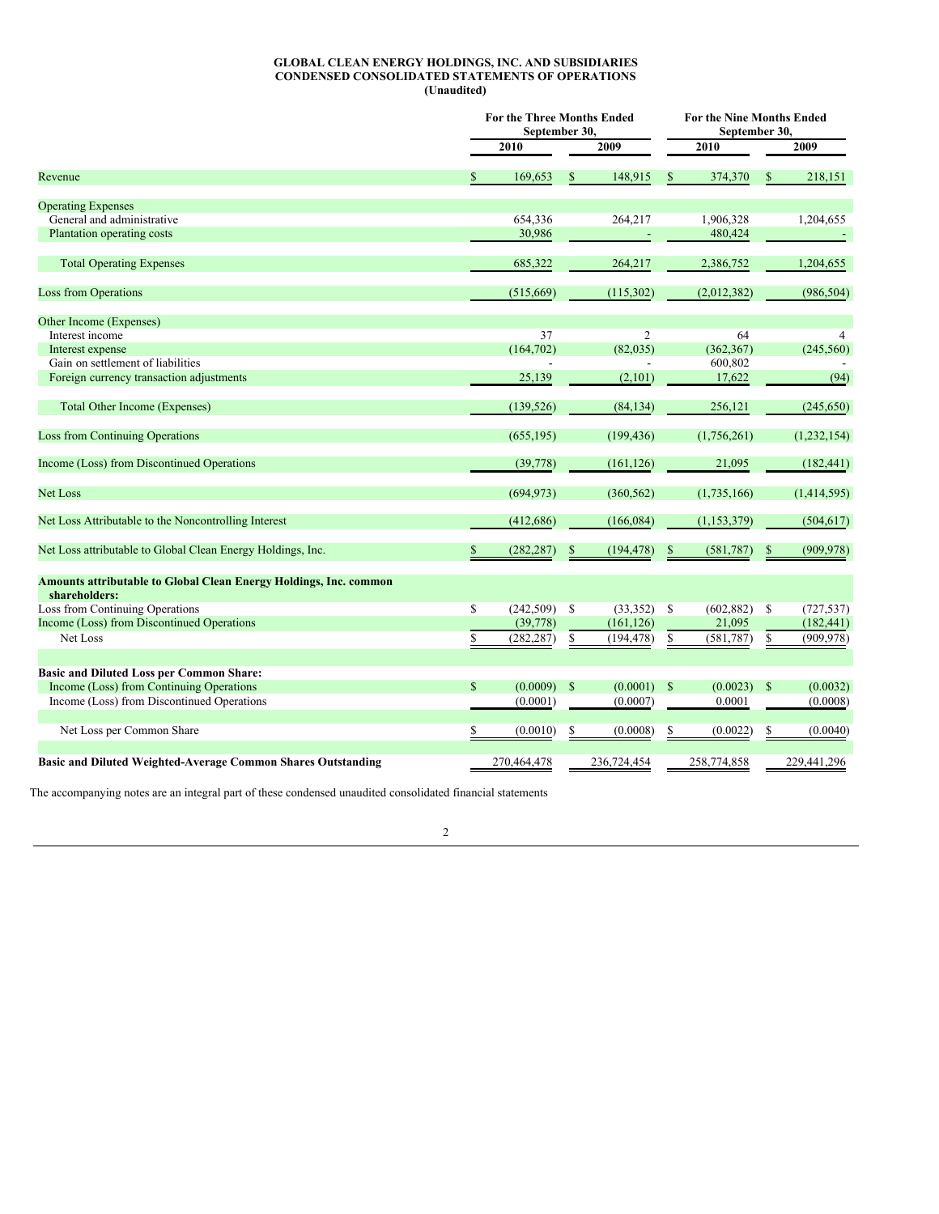**GLOBAL CLEAN ENERGY HOLDINGS, INC. AND SUBSIDIARIES**
**CONDENSED CONSOLIDATED STATEMENTS OF OPERATIONS**
**(Unaudited)**

| | For the Three Months Ended September 30, | | For the Nine Months Ended September 30, | |
|---|---|---|---|---|
| | 2010 | 2009 | 2010 | 2009 |
| Revenue | $ 169,653 | $ 148,915 | $ 374,370 | $ 218,151 |
| Operating Expenses | | | | |
| General and administrative | 654,336 | 264,217 | 1,906,328 | 1,204,655 |
| Plantation operating costs | 30,986 | - | 480,424 | - |
| Total Operating Expenses | 685,322 | 264,217 | 2,386,752 | 1,204,655 |
| Loss from Operations | (515,669) | (115,302) | (2,012,382) | (986,504) |
| Other Income (Expenses) | | | | |
| Interest income | 37 | 2 | 64 | 4 |
| Interest expense | (164,702) | (82,035) | (362,367) | (245,560) |
| Gain on settlement of liabilities | - | - | 600,802 | - |
| Foreign currency transaction adjustments | 25,139 | (2,101) | 17,622 | (94) |
| Total Other Income (Expenses) | (139,526) | (84,134) | 256,121 | (245,650) |
| Loss from Continuing Operations | (655,195) | (199,436) | (1,756,261) | (1,232,154) |
| Income (Loss) from Discontinued Operations | (39,778) | (161,126) | 21,095 | (182,441) |
| Net Loss | (694,973) | (360,562) | (1,735,166) | (1,414,595) |
| Net Loss Attributable to the Noncontrolling Interest | (412,686) | (166,084) | (1,153,379) | (504,617) |
| Net Loss attributable to Global Clean Energy Holdings, Inc. | $ (282,287) | $ (194,478) | $ (581,787) | $ (909,978) |
| **Amounts attributable to Global Clean Energy Holdings, Inc. common shareholders:** | | | | |
| Loss from Continuing Operations | $ (242,509) | $ (33,352) | $ (602,882) | $ (727,537) |
| Income (Loss) from Discontinued Operations | (39,778) | (161,126) | 21,095 | (182,441) |
| Net Loss | $ (282,287) | $ (194,478) | $ (581,787) | $ (909,978) |
| **Basic and Diluted Loss per Common Share:** | | | | |
| Income (Loss) from Continuing Operations | $ (0.0009) | $ (0.0001) | $ (0.0023) | $ (0.0032) |
| Income (Loss) from Discontinued Operations | (0.0001) | (0.0007) | 0.0001 | (0.0008) |
| Net Loss per Common Share | $ (0.0010) | $ (0.0008) | $ (0.0022) | $ (0.0040) |
| **Basic and Diluted Weighted-Average Common Shares Outstanding** | 270,464,478 | 236,724,454 | 258,774,858 | 229,441,296 |

The accompanying notes are an integral part of these condensed unaudited consolidated financial statements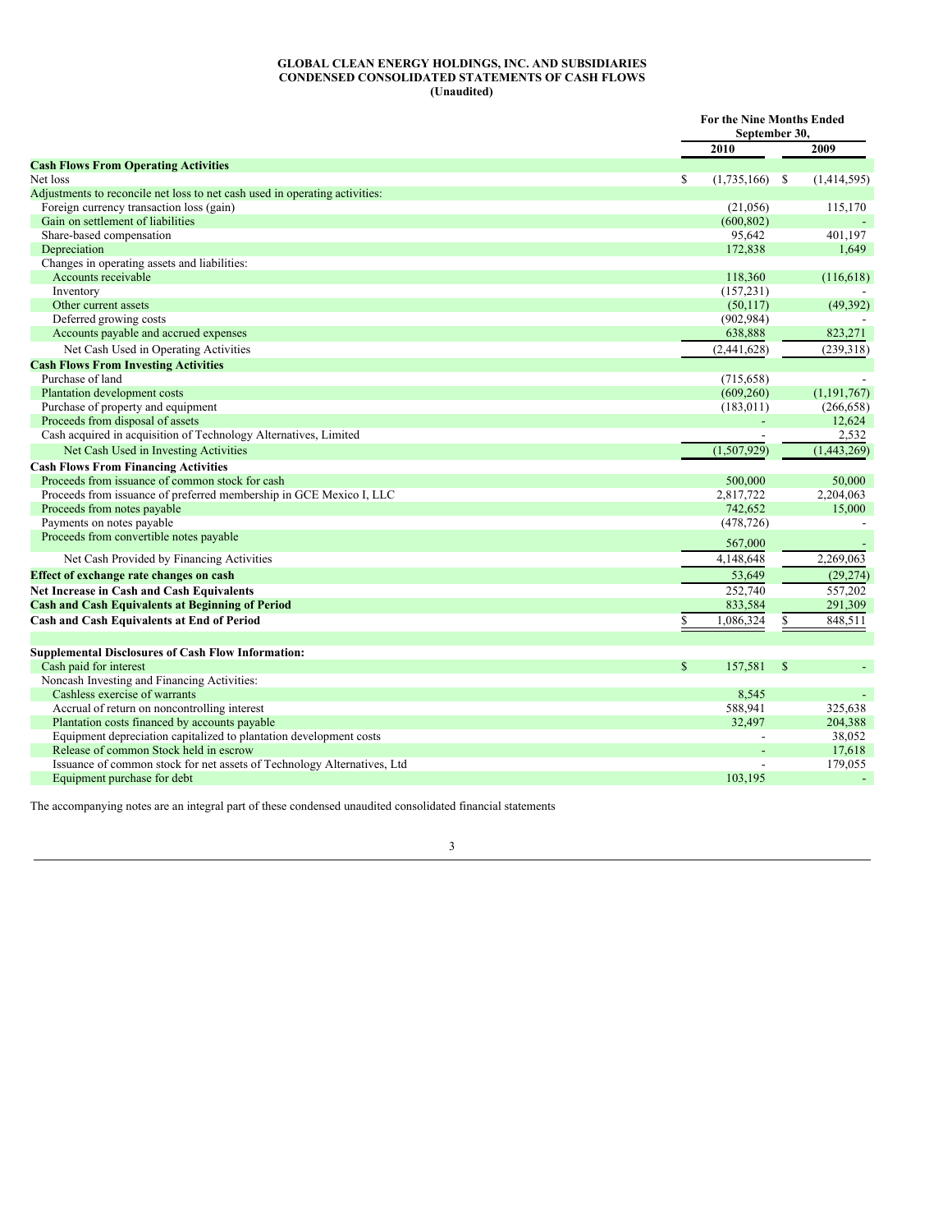**GLOBAL CLEAN ENERGY HOLDINGS, INC. AND SUBSIDIARIES**
**CONDENSED CONSOLIDATED STATEMENTS OF CASH FLOWS**
**(Unaudited)**

| | For the Nine Months Ended September 30, | |
|---|---|---|
| | 2010 | 2009 |
| **Cash Flows From Operating Activities** | | |
| Net loss | $ (1,735,166) | $ (1,414,595) |
| Adjustments to reconcile net loss to net cash used in operating activities: | | |
| Foreign currency transaction loss (gain) | (21,056) | 115,170 |
| Gain on settlement of liabilities | (600,802) | - |
| Share-based compensation | 95,642 | 401,197 |
| Depreciation | 172,838 | 1,649 |
| Changes in operating assets and liabilities: | | |
| Accounts receivable | 118,360 | (116,618) |
| Inventory | (157,231) | - |
| Other current assets | (50,117) | (49,392) |
| Deferred growing costs | (902,984) | - |
| Accounts payable and accrued expenses | 638,888 | 823,271 |
| Net Cash Used in Operating Activities | (2,441,628) | (239,318) |
| **Cash Flows From Investing Activities** | | |
| Purchase of land | (715,658) | - |
| Plantation development costs | (609,260) | (1,191,767) |
| Purchase of property and equipment | (183,011) | (266,658) |
| Proceeds from disposal of assets | - | 12,624 |
| Cash acquired in acquisition of Technology Alternatives, Limited | - | 2,532 |
| Net Cash Used in Investing Activities | (1,507,929) | (1,443,269) |
| **Cash Flows From Financing Activities** | | |
| Proceeds from issuance of common stock for cash | 500,000 | 50,000 |
| Proceeds from issuance of preferred membership in GCE Mexico I, LLC | 2,817,722 | 2,204,063 |
| Proceeds from notes payable | 742,652 | 15,000 |
| Payments on notes payable | (478,726) | - |
| Proceeds from convertible notes payable | 567,000 | - |
| Net Cash Provided by Financing Activities | 4,148,648 | 2,269,063 |
| **Effect of exchange rate changes on cash** | 53,649 | (29,274) |
| **Net Increase in Cash and Cash Equivalents** | 252,740 | 557,202 |
| **Cash and Cash Equivalents at Beginning of Period** | 833,584 | 291,309 |
| **Cash and Cash Equivalents at End of Period** | $ 1,086,324 | $ 848,511 |
| | | |
| **Supplemental Disclosures of Cash Flow Information:** | | |
| Cash paid for interest | $ 157,581 | $ - |
| Noncash Investing and Financing Activities: | | |
| Cashless exercise of warrants | 8,545 | - |
| Accrual of return on noncontrolling interest | 588,941 | 325,638 |
| Plantation costs financed by accounts payable | 32,497 | 204,388 |
| Equipment depreciation capitalized to plantation development costs | - | 38,052 |
| Release of common Stock held in escrow | - | 17,618 |
| Issuance of common stock for net assets of Technology Alternatives, Ltd | - | 179,055 |
| Equipment purchase for debt | 103,195 | - |

The accompanying notes are an integral part of these condensed unaudited consolidated financial statements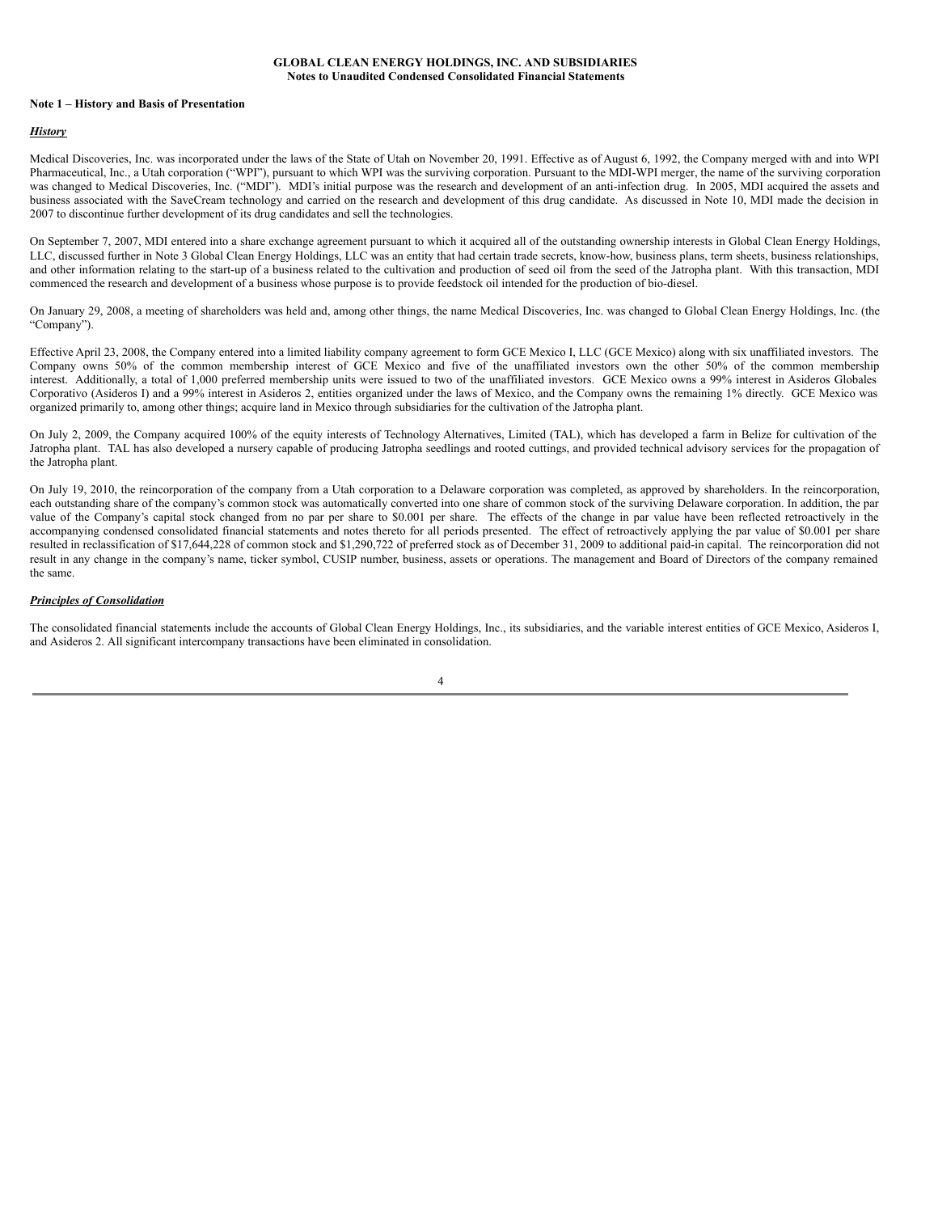**GLOBAL CLEAN ENERGY HOLDINGS, INC. AND SUBSIDIARIES**
**Notes to Unaudited Condensed Consolidated Financial Statements**

**Note 1 – History and Basis of Presentation**

***History***

Medical Discoveries, Inc. was incorporated under the laws of the State of Utah on November 20, 1991. Effective as of August 6, 1992, the Company merged with and into WPI Pharmaceutical, Inc., a Utah corporation ("WPI"), pursuant to which WPI was the surviving corporation. Pursuant to the MDI-WPI merger, the name of the surviving corporation was changed to Medical Discoveries, Inc. ("MDI"). MDI's initial purpose was the research and development of an anti-infection drug. In 2005, MDI acquired the assets and business associated with the SaveCream technology and carried on the research and development of this drug candidate. As discussed in Note 10, MDI made the decision in 2007 to discontinue further development of its drug candidates and sell the technologies.

On September 7, 2007, MDI entered into a share exchange agreement pursuant to which it acquired all of the outstanding ownership interests in Global Clean Energy Holdings, LLC, discussed further in Note 3 Global Clean Energy Holdings, LLC was an entity that had certain trade secrets, know-how, business plans, term sheets, business relationships, and other information relating to the start-up of a business related to the cultivation and production of seed oil from the seed of the Jatropha plant. With this transaction, MDI commenced the research and development of a business whose purpose is to provide feedstock oil intended for the production of bio-diesel.

On January 29, 2008, a meeting of shareholders was held and, among other things, the name Medical Discoveries, Inc. was changed to Global Clean Energy Holdings, Inc. (the "Company").

Effective April 23, 2008, the Company entered into a limited liability company agreement to form GCE Mexico I, LLC (GCE Mexico) along with six unaffiliated investors. The Company owns 50% of the common membership interest of GCE Mexico and five of the unaffiliated investors own the other 50% of the common membership interest. Additionally, a total of 1,000 preferred membership units were issued to two of the unaffiliated investors. GCE Mexico owns a 99% interest in Asideros Globales Corporativo (Asideros I) and a 99% interest in Asideros 2, entities organized under the laws of Mexico, and the Company owns the remaining 1% directly. GCE Mexico was organized primarily to, among other things; acquire land in Mexico through subsidiaries for the cultivation of the Jatropha plant.

On July 2, 2009, the Company acquired 100% of the equity interests of Technology Alternatives, Limited (TAL), which has developed a farm in Belize for cultivation of the Jatropha plant. TAL has also developed a nursery capable of producing Jatropha seedlings and rooted cuttings, and provided technical advisory services for the propagation of the Jatropha plant.

On July 19, 2010, the reincorporation of the company from a Utah corporation to a Delaware corporation was completed, as approved by shareholders. In the reincorporation, each outstanding share of the company's common stock was automatically converted into one share of common stock of the surviving Delaware corporation. In addition, the par value of the Company's capital stock changed from no par per share to \$0.001 per share. The effects of the change in par value have been reflected retroactively in the accompanying condensed consolidated financial statements and notes thereto for all periods presented. The effect of retroactively applying the par value of \$0.001 per share resulted in reclassification of \$17,644,228 of common stock and \$1,290,722 of preferred stock as of December 31, 2009 to additional paid-in capital. The reincorporation did not result in any change in the company's name, ticker symbol, CUSIP number, business, assets or operations. The management and Board of Directors of the company remained the same.

***Principles of Consolidation***

The consolidated financial statements include the accounts of Global Clean Energy Holdings, Inc., its subsidiaries, and the variable interest entities of GCE Mexico, Asideros I, and Asideros 2. All significant intercompany transactions have been eliminated in consolidation.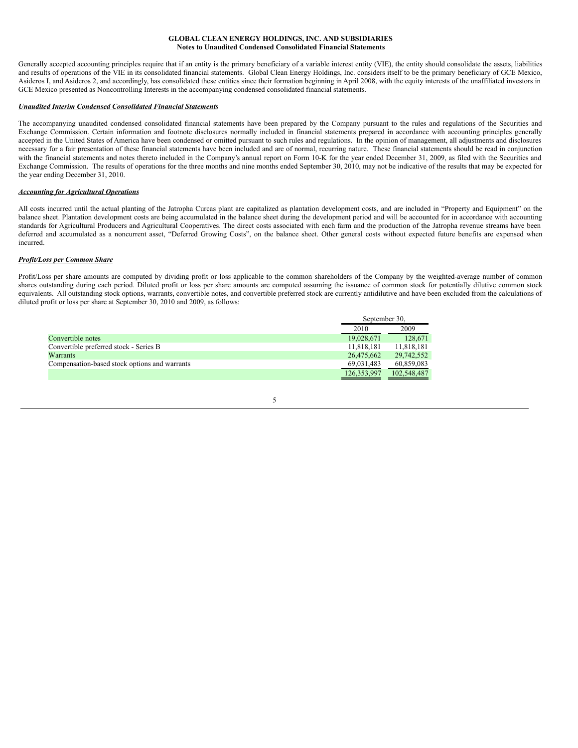Generally accepted accounting principles require that if an entity is the primary beneficiary of a variable interest entity (VIE), the entity should consolidate the assets, liabilities and results of operations of the VIE in its consolidated financial statements. Global Clean Energy Holdings, Inc. considers itself to be the primary beneficiary of GCE Mexico, Asideros I, and Asideros 2, and accordingly, has consolidated these entities since their formation beginning in April 2008, with the equity interests of the unaffiliated investors in GCE Mexico presented as Noncontrolling Interests in the accompanying condensed consolidated financial statements.

***Unaudited Interim Condensed Consolidated Financial Statements***

The accompanying unaudited condensed consolidated financial statements have been prepared by the Company pursuant to the rules and regulations of the Securities and Exchange Commission. Certain information and footnote disclosures normally included in financial statements prepared in accordance with accounting principles generally accepted in the United States of America have been condensed or omitted pursuant to such rules and regulations. In the opinion of management, all adjustments and disclosures necessary for a fair presentation of these financial statements have been included and are of normal, recurring nature. These financial statements should be read in conjunction with the financial statements and notes thereto included in the Company's annual report on Form 10-K for the year ended December 31, 2009, as filed with the Securities and Exchange Commission. The results of operations for the three months and nine months ended September 30, 2010, may not be indicative of the results that may be expected for the year ending December 31, 2010.

***Accounting for Agricultural Operations***

All costs incurred until the actual planting of the Jatropha Curcas plant are capitalized as plantation development costs, and are included in "Property and Equipment" on the balance sheet. Plantation development costs are being accumulated in the balance sheet during the development period and will be accounted for in accordance with accounting standards for Agricultural Producers and Agricultural Cooperatives. The direct costs associated with each farm and the production of the Jatropha revenue streams have been deferred and accumulated as a noncurrent asset, "Deferred Growing Costs", on the balance sheet. Other general costs without expected future benefits are expensed when incurred.

***Profit/Loss per Common Share***

Profit/Loss per share amounts are computed by dividing profit or loss applicable to the common shareholders of the Company by the weighted-average number of common shares outstanding during each period. Diluted profit or loss per share amounts are computed assuming the issuance of common stock for potentially dilutive common stock equivalents. All outstanding stock options, warrants, convertible notes, and convertible preferred stock are currently antidilutive and have been excluded from the calculations of diluted profit or loss per share at September 30, 2010 and 2009, as follows:

| | September 30, | |
|---|---|---|
| | 2010 | 2009 |
| Convertible notes | 19,028,671 | 128,671 |
| Convertible preferred stock - Series B | 11,818,181 | 11,818,181 |
| Warrants | 26,475,662 | 29,742,552 |
| Compensation-based stock options and warrants | 69,031,483 | 60,859,083 |
| | 126,353,997 | 102,548,487 |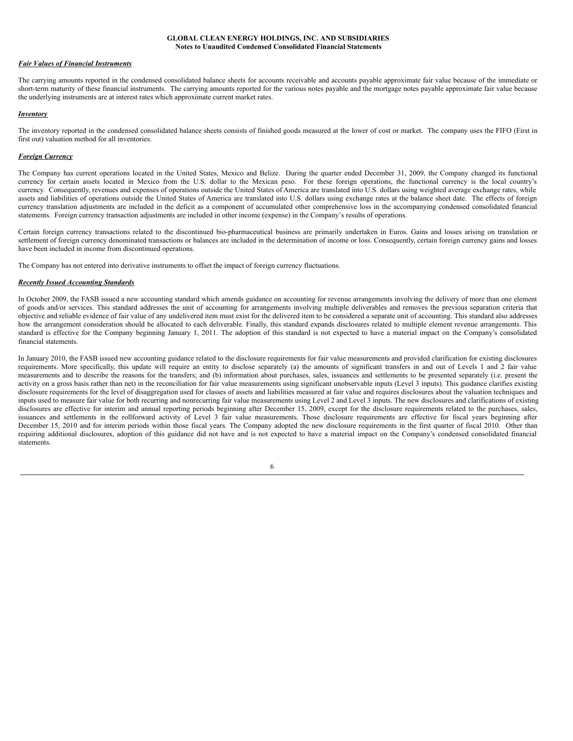### *Fair Values of Financial Instruments*

The carrying amounts reported in the condensed consolidated balance sheets for accounts receivable and accounts payable approximate fair value because of the immediate or short-term maturity of these financial instruments. The carrying amounts reported for the various notes payable and the mortgage notes payable approximate fair value because the underlying instruments are at interest rates which approximate current market rates.

### *Inventory*

The inventory reported in the condensed consolidated balance sheets consists of finished goods measured at the lower of cost or market. The company uses the FIFO (First in first out) valuation method for all inventories.

### *Foreign Currency*

The Company has current operations located in the United States, Mexico and Belize. During the quarter ended December 31, 2009, the Company changed its functional currency for certain assets located in Mexico from the U.S. dollar to the Mexican peso. For these foreign operations, the functional currency is the local country's currency. Consequently, revenues and expenses of operations outside the United States of America are translated into U.S. dollars using weighted average exchange rates, while assets and liabilities of operations outside the United States of America are translated into U.S. dollars using exchange rates at the balance sheet date. The effects of foreign currency translation adjustments are included in the deficit as a component of accumulated other comprehensive loss in the accompanying condensed consolidated financial statements. Foreign currency transaction adjustments are included in other income (expense) in the Company's results of operations.

Certain foreign currency transactions related to the discontinued bio-pharmaceutical business are primarily undertaken in Euros. Gains and losses arising on translation or settlement of foreign currency denominated transactions or balances are included in the determination of income or loss. Consequently, certain foreign currency gains and losses have been included in income from discontinued operations.

The Company has not entered into derivative instruments to offset the impact of foreign currency fluctuations.

### *Recently Issued Accounting Standards*

In October 2009, the FASB issued a new accounting standard which amends guidance on accounting for revenue arrangements involving the delivery of more than one element of goods and/or services. This standard addresses the unit of accounting for arrangements involving multiple deliverables and removes the previous separation criteria that objective and reliable evidence of fair value of any undelivered item must exist for the delivered item to be considered a separate unit of accounting. This standard also addresses how the arrangement consideration should be allocated to each deliverable. Finally, this standard expands disclosures related to multiple element revenue arrangements. This standard is effective for the Company beginning January 1, 2011. The adoption of this standard is not expected to have a material impact on the Company's consolidated financial statements.

In January 2010, the FASB issued new accounting guidance related to the disclosure requirements for fair value measurements and provided clarification for existing disclosures requirements. More specifically, this update will require an entity to disclose separately (a) the amounts of significant transfers in and out of Levels 1 and 2 fair value measurements and to describe the reasons for the transfers; and (b) information about purchases, sales, issuances and settlements to be presented separately (i.e. present the activity on a gross basis rather than net) in the reconciliation for fair value measurements using significant unobservable inputs (Level 3 inputs). This guidance clarifies existing disclosure requirements for the level of disaggregation used for classes of assets and liabilities measured at fair value and requires disclosures about the valuation techniques and inputs used to measure fair value for both recurring and nonrecurring fair value measurements using Level 2 and Level 3 inputs. The new disclosures and clarifications of existing disclosures are effective for interim and annual reporting periods beginning after December 15, 2009, except for the disclosure requirements related to the purchases, sales, issuances and settlements in the rollforward activity of Level 3 fair value measurements. Those disclosure requirements are effective for fiscal years beginning after December 15, 2010 and for interim periods within those fiscal years. The Company adopted the new disclosure requirements in the first quarter of fiscal 2010. Other than requiring additional disclosures, adoption of this guidance did not have and is not expected to have a material impact on the Company's condensed consolidated financial statements.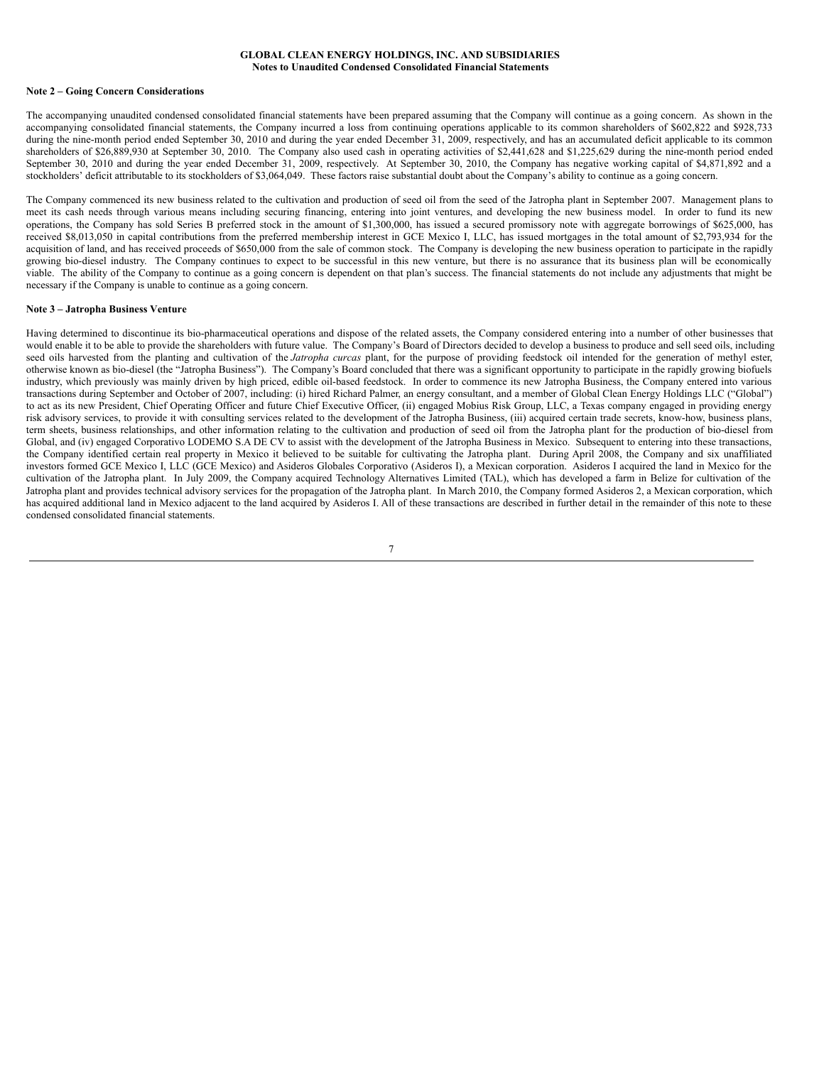**GLOBAL CLEAN ENERGY HOLDINGS, INC. AND SUBSIDIARIES**
**Notes to Unaudited Condensed Consolidated Financial Statements**

**Note 2 – Going Concern Considerations**

The accompanying unaudited condensed consolidated financial statements have been prepared assuming that the Company will continue as a going concern. As shown in the accompanying consolidated financial statements, the Company incurred a loss from continuing operations applicable to its common shareholders of $602,822 and $928,733 during the nine-month period ended September 30, 2010 and during the year ended December 31, 2009, respectively, and has an accumulated deficit applicable to its common shareholders of $26,889,930 at September 30, 2010. The Company also used cash in operating activities of $2,441,628 and $1,225,629 during the nine-month period ended September 30, 2010 and during the year ended December 31, 2009, respectively. At September 30, 2010, the Company has negative working capital of $4,871,892 and a stockholders' deficit attributable to its stockholders of $3,064,049. These factors raise substantial doubt about the Company's ability to continue as a going concern.

The Company commenced its new business related to the cultivation and production of seed oil from the seed of the Jatropha plant in September 2007. Management plans to meet its cash needs through various means including securing financing, entering into joint ventures, and developing the new business model. In order to fund its new operations, the Company has sold Series B preferred stock in the amount of $1,300,000, has issued a secured promissory note with aggregate borrowings of $625,000, has received $8,013,050 in capital contributions from the preferred membership interest in GCE Mexico I, LLC, has issued mortgages in the total amount of $2,793,934 for the acquisition of land, and has received proceeds of $650,000 from the sale of common stock. The Company is developing the new business operation to participate in the rapidly growing bio-diesel industry. The Company continues to expect to be successful in this new venture, but there is no assurance that its business plan will be economically viable. The ability of the Company to continue as a going concern is dependent on that plan's success. The financial statements do not include any adjustments that might be necessary if the Company is unable to continue as a going concern.

**Note 3 – Jatropha Business Venture**

Having determined to discontinue its bio-pharmaceutical operations and dispose of the related assets, the Company considered entering into a number of other businesses that would enable it to be able to provide the shareholders with future value. The Company's Board of Directors decided to develop a business to produce and sell seed oils, including seed oils harvested from the planting and cultivation of the *Jatropha curcas* plant, for the purpose of providing feedstock oil intended for the generation of methyl ester, otherwise known as bio-diesel (the "Jatropha Business"). The Company's Board concluded that there was a significant opportunity to participate in the rapidly growing biofuels industry, which previously was mainly driven by high priced, edible oil-based feedstock. In order to commence its new Jatropha Business, the Company entered into various transactions during September and October of 2007, including: (i) hired Richard Palmer, an energy consultant, and a member of Global Clean Energy Holdings LLC ("Global") to act as its new President, Chief Operating Officer and future Chief Executive Officer, (ii) engaged Mobius Risk Group, LLC, a Texas company engaged in providing energy risk advisory services, to provide it with consulting services related to the development of the Jatropha Business, (iii) acquired certain trade secrets, know-how, business plans, term sheets, business relationships, and other information relating to the cultivation and production of seed oil from the Jatropha plant for the production of bio-diesel from Global, and (iv) engaged Corporativo LODEMO S.A DE CV to assist with the development of the Jatropha Business in Mexico. Subsequent to entering into these transactions, the Company identified certain real property in Mexico it believed to be suitable for cultivating the Jatropha plant. During April 2008, the Company and six unaffiliated investors formed GCE Mexico I, LLC (GCE Mexico) and Asideros Globales Corporativo (Asideros I), a Mexican corporation. Asideros I acquired the land in Mexico for the cultivation of the Jatropha plant. In July 2009, the Company acquired Technology Alternatives Limited (TAL), which has developed a farm in Belize for cultivation of the Jatropha plant and provides technical advisory services for the propagation of the Jatropha plant. In March 2010, the Company formed Asideros 2, a Mexican corporation, which has acquired additional land in Mexico adjacent to the land acquired by Asideros I. All of these transactions are described in further detail in the remainder of this note to these condensed consolidated financial statements.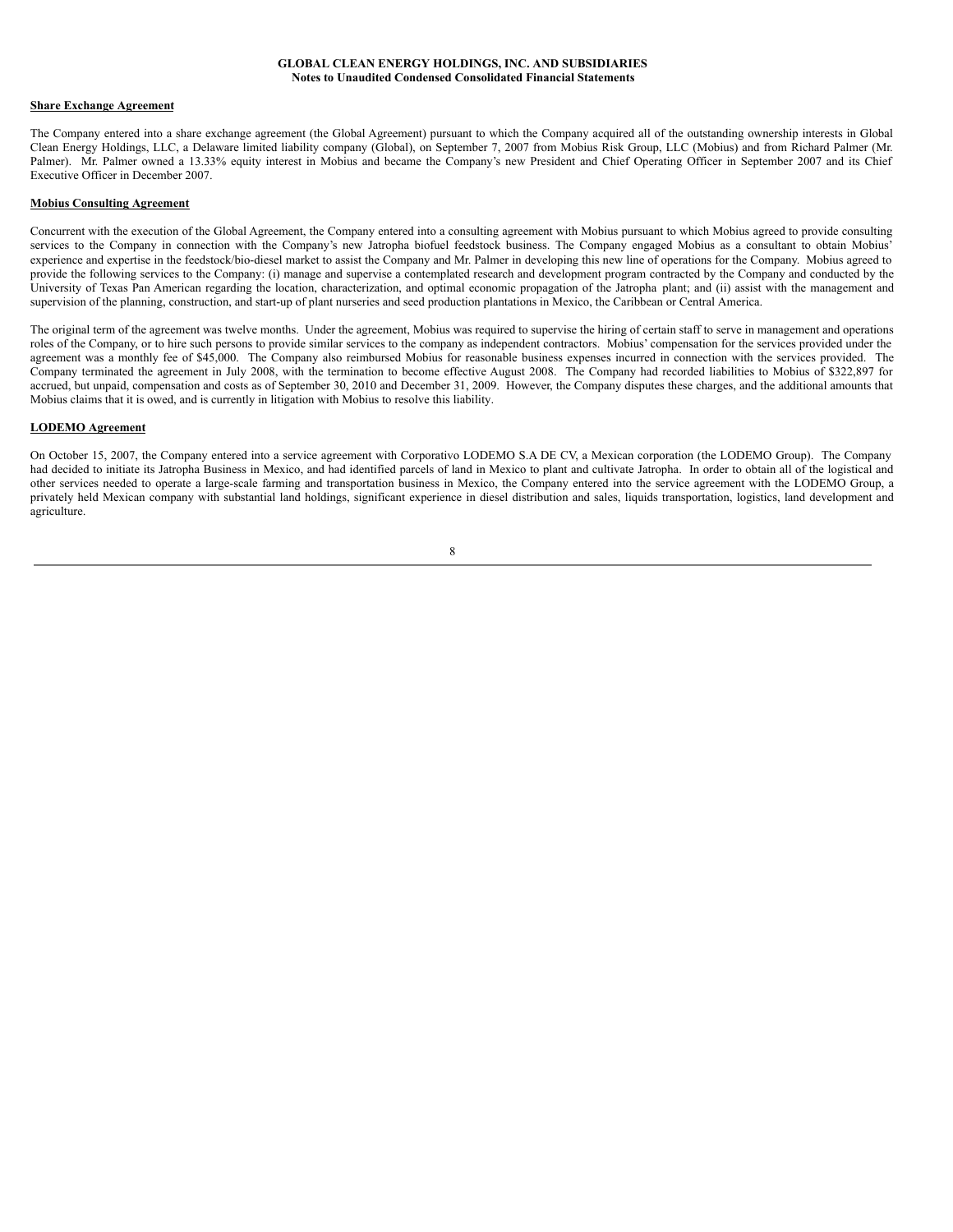**GLOBAL CLEAN ENERGY HOLDINGS, INC. AND SUBSIDIARIES**
**Notes to Unaudited Condensed Consolidated Financial Statements**

**Share Exchange Agreement**

The Company entered into a share exchange agreement (the Global Agreement) pursuant to which the Company acquired all of the outstanding ownership interests in Global Clean Energy Holdings, LLC, a Delaware limited liability company (Global), on September 7, 2007 from Mobius Risk Group, LLC (Mobius) and from Richard Palmer (Mr. Palmer). Mr. Palmer owned a 13.33% equity interest in Mobius and became the Company's new President and Chief Operating Officer in September 2007 and its Chief Executive Officer in December 2007.

**Mobius Consulting Agreement**

Concurrent with the execution of the Global Agreement, the Company entered into a consulting agreement with Mobius pursuant to which Mobius agreed to provide consulting services to the Company in connection with the Company's new Jatropha biofuel feedstock business. The Company engaged Mobius as a consultant to obtain Mobius' experience and expertise in the feedstock/bio-diesel market to assist the Company and Mr. Palmer in developing this new line of operations for the Company. Mobius agreed to provide the following services to the Company: (i) manage and supervise a contemplated research and development program contracted by the Company and conducted by the University of Texas Pan American regarding the location, characterization, and optimal economic propagation of the Jatropha plant; and (ii) assist with the management and supervision of the planning, construction, and start-up of plant nurseries and seed production plantations in Mexico, the Caribbean or Central America.

The original term of the agreement was twelve months. Under the agreement, Mobius was required to supervise the hiring of certain staff to serve in management and operations roles of the Company, or to hire such persons to provide similar services to the company as independent contractors. Mobius' compensation for the services provided under the agreement was a monthly fee of $45,000. The Company also reimbursed Mobius for reasonable business expenses incurred in connection with the services provided. The Company terminated the agreement in July 2008, with the termination to become effective August 2008. The Company had recorded liabilities to Mobius of $322,897 for accrued, but unpaid, compensation and costs as of September 30, 2010 and December 31, 2009. However, the Company disputes these charges, and the additional amounts that Mobius claims that it is owed, and is currently in litigation with Mobius to resolve this liability.

**LODEMO Agreement**

On October 15, 2007, the Company entered into a service agreement with Corporativo LODEMO S.A DE CV, a Mexican corporation (the LODEMO Group). The Company had decided to initiate its Jatropha Business in Mexico, and had identified parcels of land in Mexico to plant and cultivate Jatropha. In order to obtain all of the logistical and other services needed to operate a large-scale farming and transportation business in Mexico, the Company entered into the service agreement with the LODEMO Group, a privately held Mexican company with substantial land holdings, significant experience in diesel distribution and sales, liquids transportation, logistics, land development and agriculture.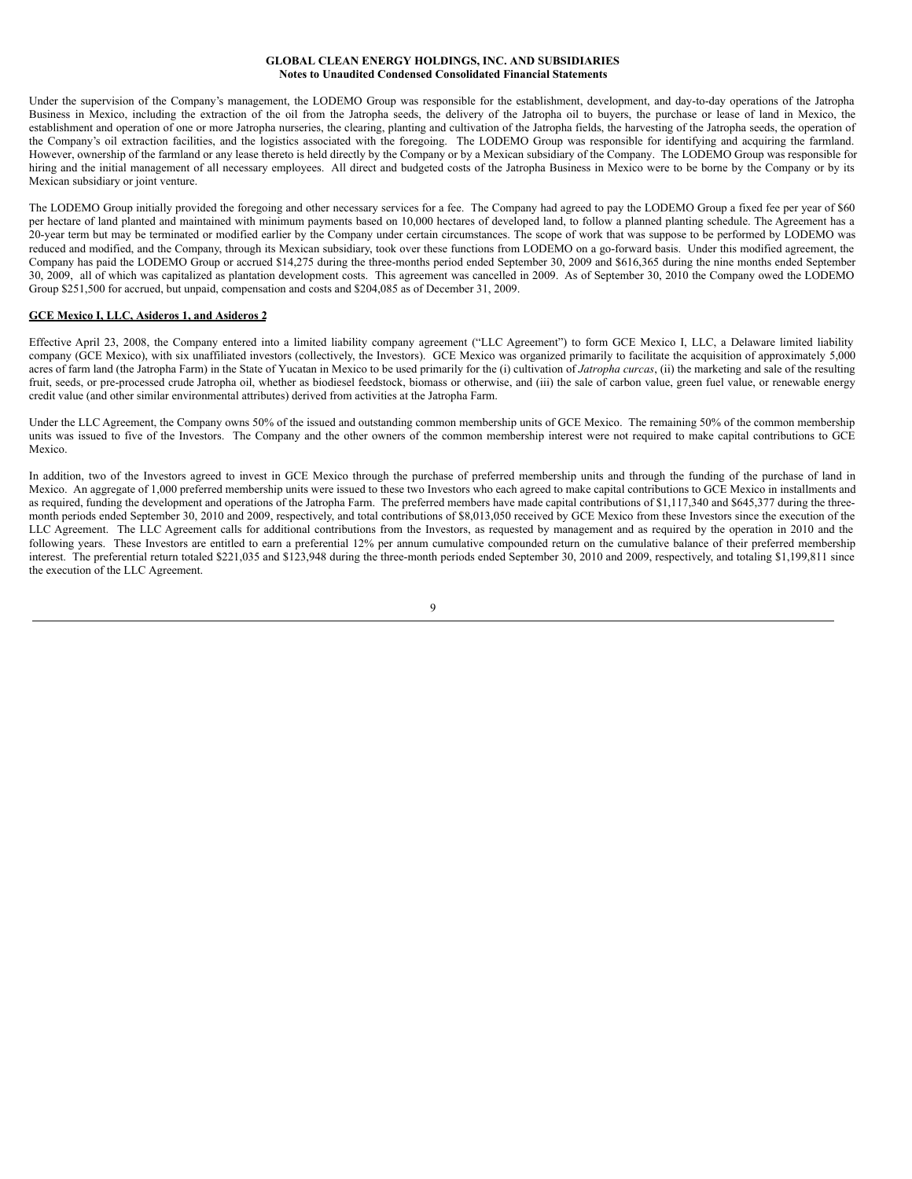Under the supervision of the Company's management, the LODEMO Group was responsible for the establishment, development, and day-to-day operations of the Jatropha Business in Mexico, including the extraction of the oil from the Jatropha seeds, the delivery of the Jatropha oil to buyers, the purchase or lease of land in Mexico, the establishment and operation of one or more Jatropha nurseries, the clearing, planting and cultivation of the Jatropha fields, the harvesting of the Jatropha seeds, the operation of the Company's oil extraction facilities, and the logistics associated with the foregoing. The LODEMO Group was responsible for identifying and acquiring the farmland. However, ownership of the farmland or any lease thereto is held directly by the Company or by a Mexican subsidiary of the Company. The LODEMO Group was responsible for hiring and the initial management of all necessary employees. All direct and budgeted costs of the Jatropha Business in Mexico were to be borne by the Company or by its Mexican subsidiary or joint venture.

The LODEMO Group initially provided the foregoing and other necessary services for a fee. The Company had agreed to pay the LODEMO Group a fixed fee per year of $60 per hectare of land planted and maintained with minimum payments based on 10,000 hectares of developed land, to follow a planned planting schedule. The Agreement has a 20-year term but may be terminated or modified earlier by the Company under certain circumstances. The scope of work that was suppose to be performed by LODEMO was reduced and modified, and the Company, through its Mexican subsidiary, took over these functions from LODEMO on a go-forward basis. Under this modified agreement, the Company has paid the LODEMO Group or accrued $14,275 during the three-months period ended September 30, 2009 and $616,365 during the nine months ended September 30, 2009, all of which was capitalized as plantation development costs. This agreement was cancelled in 2009. As of September 30, 2010 the Company owed the LODEMO Group $251,500 for accrued, but unpaid, compensation and costs and $204,085 as of December 31, 2009.

**GCE Mexico I, LLC, Asideros 1, and Asideros 2**

Effective April 23, 2008, the Company entered into a limited liability company agreement ("LLC Agreement") to form GCE Mexico I, LLC, a Delaware limited liability company (GCE Mexico), with six unaffiliated investors (collectively, the Investors). GCE Mexico was organized primarily to facilitate the acquisition of approximately 5,000 acres of farm land (the Jatropha Farm) in the State of Yucatan in Mexico to be used primarily for the (i) cultivation of *Jatropha curcas*, (ii) the marketing and sale of the resulting fruit, seeds, or pre-processed crude Jatropha oil, whether as biodiesel feedstock, biomass or otherwise, and (iii) the sale of carbon value, green fuel value, or renewable energy credit value (and other similar environmental attributes) derived from activities at the Jatropha Farm.

Under the LLC Agreement, the Company owns 50% of the issued and outstanding common membership units of GCE Mexico. The remaining 50% of the common membership units was issued to five of the Investors. The Company and the other owners of the common membership interest were not required to make capital contributions to GCE Mexico.

In addition, two of the Investors agreed to invest in GCE Mexico through the purchase of preferred membership units and through the funding of the purchase of land in Mexico. An aggregate of 1,000 preferred membership units were issued to these two Investors who each agreed to make capital contributions to GCE Mexico in installments and as required, funding the development and operations of the Jatropha Farm. The preferred members have made capital contributions of $1,117,340 and $645,377 during the three-month periods ended September 30, 2010 and 2009, respectively, and total contributions of $8,013,050 received by GCE Mexico from these Investors since the execution of the LLC Agreement. The LLC Agreement calls for additional contributions from the Investors, as requested by management and as required by the operation in 2010 and the following years. These Investors are entitled to earn a preferential 12% per annum cumulative compounded return on the cumulative balance of their preferred membership interest. The preferential return totaled $221,035 and $123,948 during the three-month periods ended September 30, 2010 and 2009, respectively, and totaling $1,199,811 since the execution of the LLC Agreement.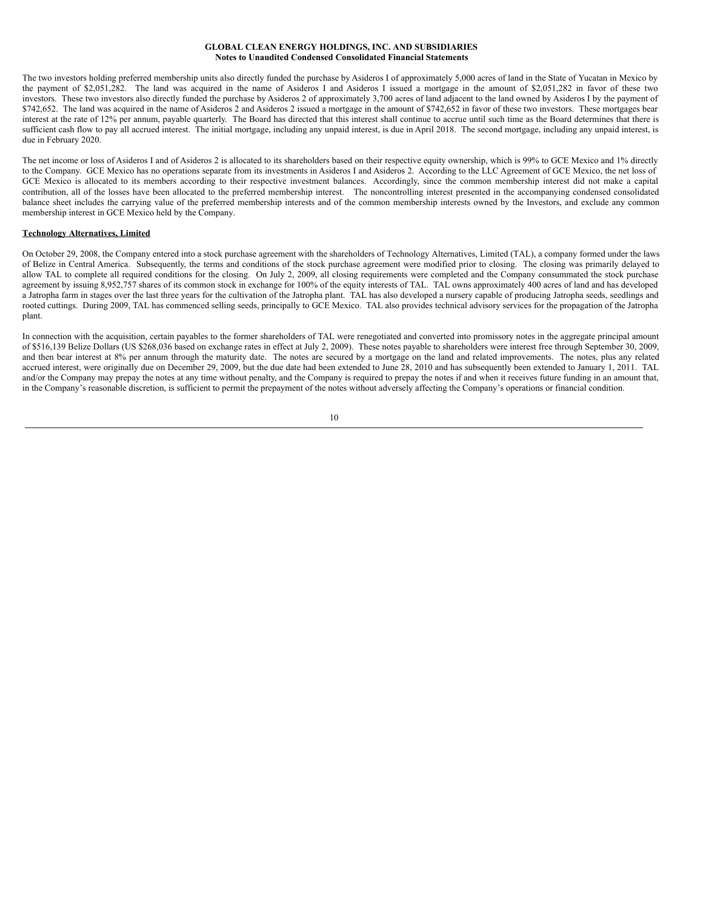The two investors holding preferred membership units also directly funded the purchase by Asideros I of approximately 5,000 acres of land in the State of Yucatan in Mexico by the payment of $2,051,282. The land was acquired in the name of Asideros I and Asideros I issued a mortgage in the amount of $2,051,282 in favor of these two investors. These two investors also directly funded the purchase by Asideros 2 of approximately 3,700 acres of land adjacent to the land owned by Asideros I by the payment of $742,652. The land was acquired in the name of Asideros 2 and Asideros 2 issued a mortgage in the amount of $742,652 in favor of these two investors. These mortgages bear interest at the rate of 12% per annum, payable quarterly. The Board has directed that this interest shall continue to accrue until such time as the Board determines that there is sufficient cash flow to pay all accrued interest. The initial mortgage, including any unpaid interest, is due in April 2018. The second mortgage, including any unpaid interest, is due in February 2020.

The net income or loss of Asideros I and of Asideros 2 is allocated to its shareholders based on their respective equity ownership, which is 99% to GCE Mexico and 1% directly to the Company. GCE Mexico has no operations separate from its investments in Asideros I and Asideros 2. According to the LLC Agreement of GCE Mexico, the net loss of GCE Mexico is allocated to its members according to their respective investment balances. Accordingly, since the common membership interest did not make a capital contribution, all of the losses have been allocated to the preferred membership interest. The noncontrolling interest presented in the accompanying condensed consolidated balance sheet includes the carrying value of the preferred membership interests and of the common membership interests owned by the Investors, and exclude any common membership interest in GCE Mexico held by the Company.

**Technology Alternatives, Limited**

On October 29, 2008, the Company entered into a stock purchase agreement with the shareholders of Technology Alternatives, Limited (TAL), a company formed under the laws of Belize in Central America. Subsequently, the terms and conditions of the stock purchase agreement were modified prior to closing. The closing was primarily delayed to allow TAL to complete all required conditions for the closing. On July 2, 2009, all closing requirements were completed and the Company consummated the stock purchase agreement by issuing 8,952,757 shares of its common stock in exchange for 100% of the equity interests of TAL. TAL owns approximately 400 acres of land and has developed a Jatropha farm in stages over the last three years for the cultivation of the Jatropha plant. TAL has also developed a nursery capable of producing Jatropha seeds, seedlings and rooted cuttings. During 2009, TAL has commenced selling seeds, principally to GCE Mexico. TAL also provides technical advisory services for the propagation of the Jatropha plant.

In connection with the acquisition, certain payables to the former shareholders of TAL were renegotiated and converted into promissory notes in the aggregate principal amount of $516,139 Belize Dollars (US $268,036 based on exchange rates in effect at July 2, 2009). These notes payable to shareholders were interest free through September 30, 2009, and then bear interest at 8% per annum through the maturity date. The notes are secured by a mortgage on the land and related improvements. The notes, plus any related accrued interest, were originally due on December 29, 2009, but the due date had been extended to June 28, 2010 and has subsequently been extended to January 1, 2011. TAL and/or the Company may prepay the notes at any time without penalty, and the Company is required to prepay the notes if and when it receives future funding in an amount that, in the Company's reasonable discretion, is sufficient to permit the prepayment of the notes without adversely affecting the Company's operations or financial condition.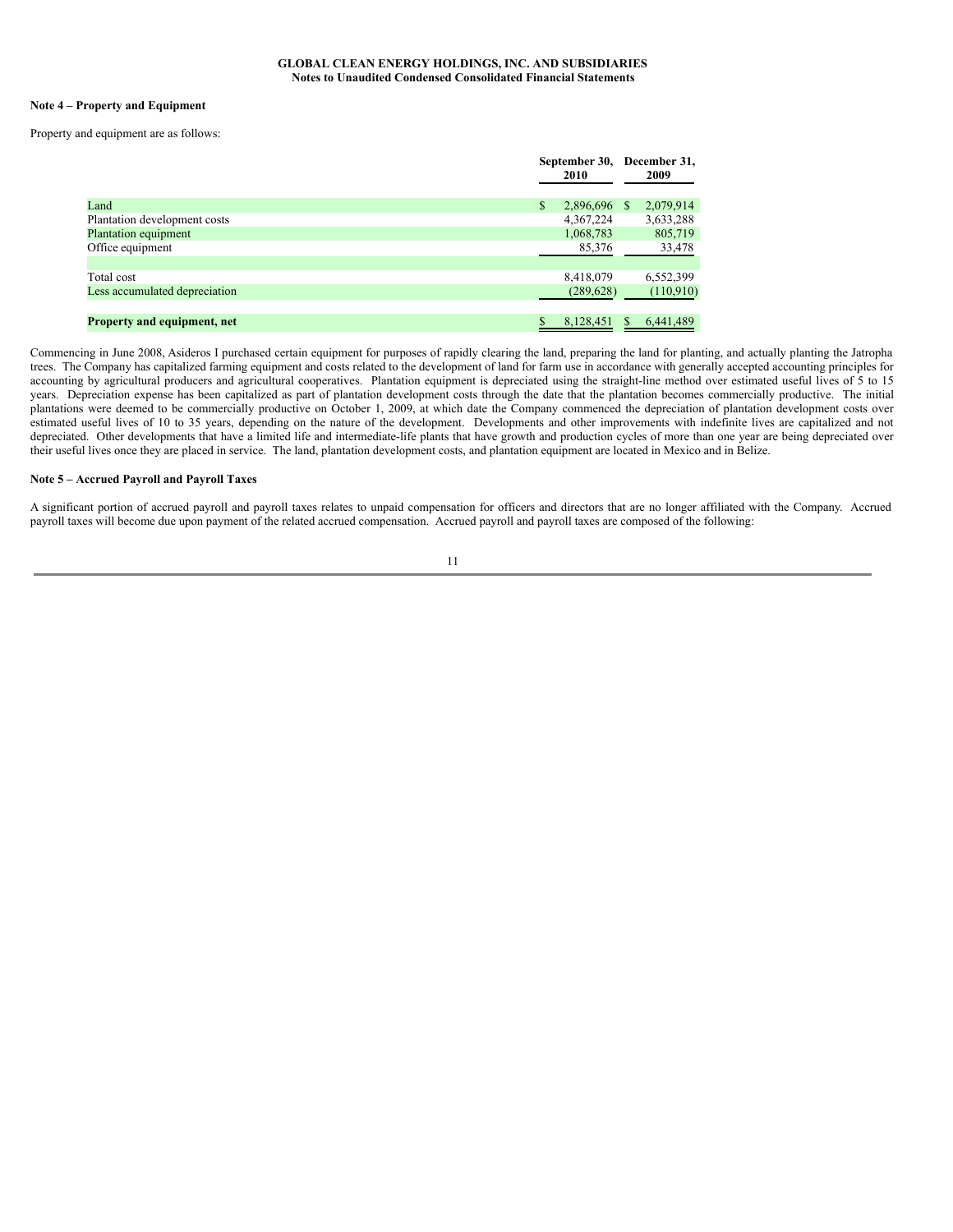**GLOBAL CLEAN ENERGY HOLDINGS, INC. AND SUBSIDIARIES**
**Notes to Unaudited Condensed Consolidated Financial Statements**

**Note 4 – Property and Equipment**

Property and equipment are as follows:

| | September 30, 2010 | December 31, 2009 |
|---|---|---|
| Land | $ 2,896,696 | $ 2,079,914 |
| Plantation development costs | 4,367,224 | 3,633,288 |
| Plantation equipment | 1,068,783 | 805,719 |
| Office equipment | 85,376 | 33,478 |
| Total cost | 8,418,079 | 6,552,399 |
| Less accumulated depreciation | (289,628) | (110,910) |
| **Property and equipment, net** | $ 8,128,451 | $ 6,441,489 |

Commencing in June 2008, Asideros I purchased certain equipment for purposes of rapidly clearing the land, preparing the land for planting, and actually planting the Jatropha trees. The Company has capitalized farming equipment and costs related to the development of land for farm use in accordance with generally accepted accounting principles for accounting by agricultural producers and agricultural cooperatives. Plantation equipment is depreciated using the straight-line method over estimated useful lives of 5 to 15 years. Depreciation expense has been capitalized as part of plantation development costs through the date that the plantation becomes commercially productive. The initial plantations were deemed to be commercially productive on October 1, 2009, at which date the Company commenced the depreciation of plantation development costs over estimated useful lives of 10 to 35 years, depending on the nature of the development. Developments and other improvements with indefinite lives are capitalized and not depreciated. Other developments that have a limited life and intermediate-life plants that have growth and production cycles of more than one year are being depreciated over their useful lives once they are placed in service. The land, plantation development costs, and plantation equipment are located in Mexico and in Belize.

**Note 5 – Accrued Payroll and Payroll Taxes**

A significant portion of accrued payroll and payroll taxes relates to unpaid compensation for officers and directors that are no longer affiliated with the Company. Accrued payroll taxes will become due upon payment of the related accrued compensation. Accrued payroll and payroll taxes are composed of the following: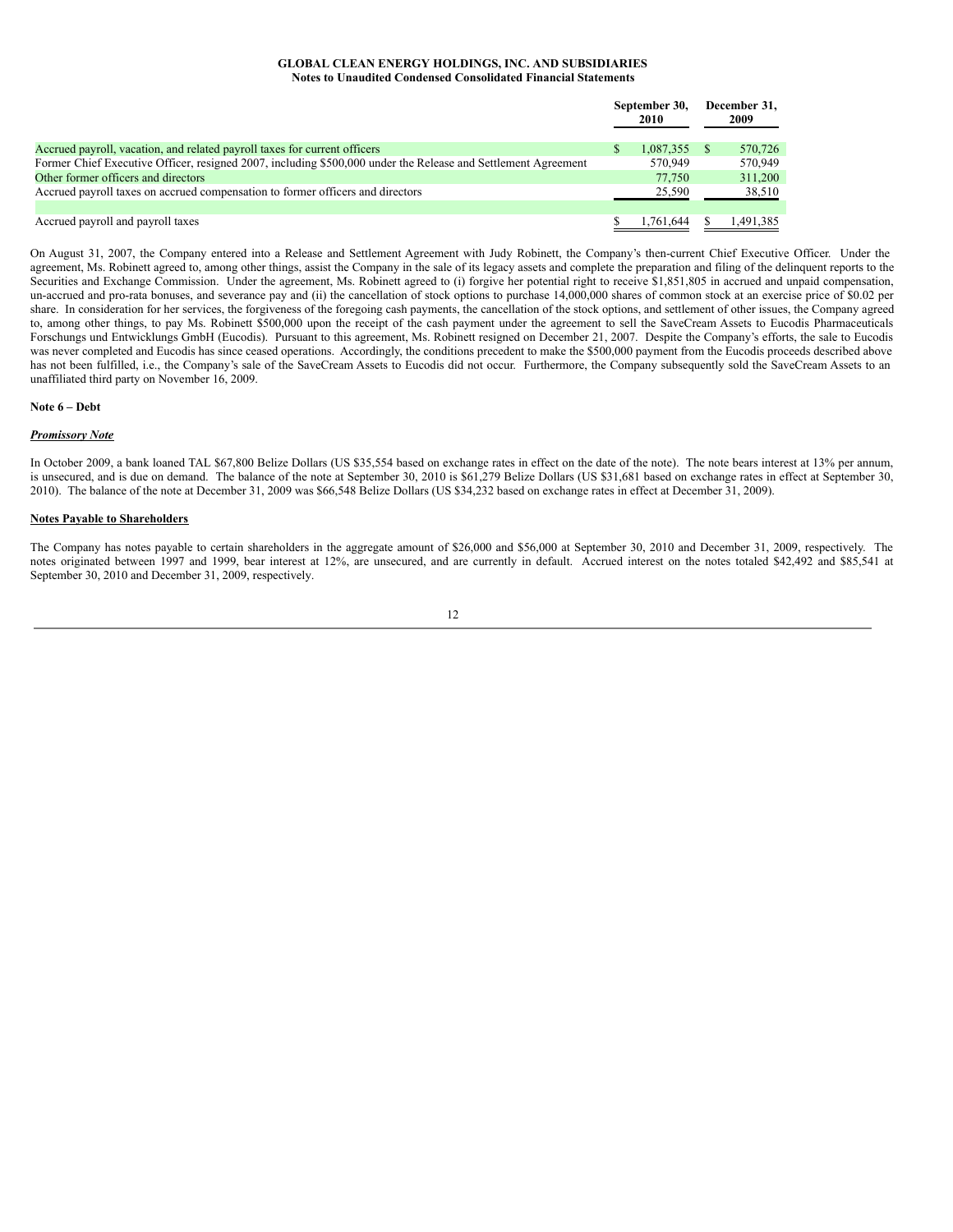| | September 30, 2010 | December 31, 2009 |
|---|---|---|
| Accrued payroll, vacation, and related payroll taxes for current officers | $ 1,087,355 | $ 570,726 |
| Former Chief Executive Officer, resigned 2007, including $500,000 under the Release and Settlement Agreement | 570,949 | 570,949 |
| Other former officers and directors | 77,750 | 311,200 |
| Accrued payroll taxes on accrued compensation to former officers and directors | 25,590 | 38,510 |
| | | |
| Accrued payroll and payroll taxes | $ 1,761,644 | $ 1,491,385 |

On August 31, 2007, the Company entered into a Release and Settlement Agreement with Judy Robinett, the Company's then-current Chief Executive Officer. Under the agreement, Ms. Robinett agreed to, among other things, assist the Company in the sale of its legacy assets and complete the preparation and filing of the delinquent reports to the Securities and Exchange Commission. Under the agreement, Ms. Robinett agreed to (i) forgive her potential right to receive $1,851,805 in accrued and unpaid compensation, un-accrued and pro-rata bonuses, and severance pay and (ii) the cancellation of stock options to purchase 14,000,000 shares of common stock at an exercise price of $0.02 per share. In consideration for her services, the forgiveness of the foregoing cash payments, the cancellation of the stock options, and settlement of other issues, the Company agreed to, among other things, to pay Ms. Robinett $500,000 upon the receipt of the cash payment under the agreement to sell the SaveCream Assets to Eucodis Pharmaceuticals Forschungs und Entwicklungs GmbH (Eucodis). Pursuant to this agreement, Ms. Robinett resigned on December 21, 2007. Despite the Company's efforts, the sale to Eucodis was never completed and Eucodis has since ceased operations. Accordingly, the conditions precedent to make the $500,000 payment from the Eucodis proceeds described above has not been fulfilled, i.e., the Company's sale of the SaveCream Assets to Eucodis did not occur. Furthermore, the Company subsequently sold the SaveCream Assets to an unaffiliated third party on November 16, 2009.

**Note 6 – Debt**

***Promissory Note***

In October 2009, a bank loaned TAL $67,800 Belize Dollars (US $35,554 based on exchange rates in effect on the date of the note). The note bears interest at 13% per annum, is unsecured, and is due on demand. The balance of the note at September 30, 2010 is $61,279 Belize Dollars (US $31,681 based on exchange rates in effect at September 30, 2010). The balance of the note at December 31, 2009 was $66,548 Belize Dollars (US $34,232 based on exchange rates in effect at December 31, 2009).

**Notes Payable to Shareholders**

The Company has notes payable to certain shareholders in the aggregate amount of $26,000 and $56,000 at September 30, 2010 and December 31, 2009, respectively. The notes originated between 1997 and 1999, bear interest at 12%, are unsecured, and are currently in default. Accrued interest on the notes totaled $42,492 and $85,541 at September 30, 2010 and December 31, 2009, respectively.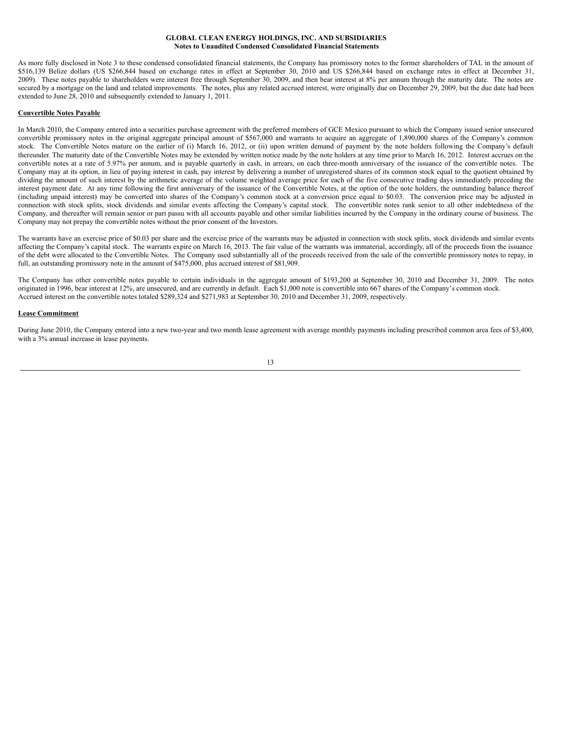As more fully disclosed in Note 3 to these condensed consolidated financial statements, the Company has promissory notes to the former shareholders of TAL in the amount of \$516,139 Belize dollars (US \$266,844 based on exchange rates in effect at September 30, 2010 and US \$266,844 based on exchange rates in effect at December 31, 2009). These notes payable to shareholders were interest free through September 30, 2009, and then bear interest at 8% per annum through the maturity date. The notes are secured by a mortgage on the land and related improvements. The notes, plus any related accrued interest, were originally due on December 29, 2009, but the due date had been extended to June 28, 2010 and subsequently extended to January 1, 2011.

**Convertible Notes Payable**

In March 2010, the Company entered into a securities purchase agreement with the preferred members of GCE Mexico pursuant to which the Company issued senior unsecured convertible promissory notes in the original aggregate principal amount of \$567,000 and warrants to acquire an aggregate of 1,890,000 shares of the Company's common stock. The Convertible Notes mature on the earlier of (i) March 16, 2012, or (ii) upon written demand of payment by the note holders following the Company's default thereunder. The maturity date of the Convertible Notes may be extended by written notice made by the note holders at any time prior to March 16, 2012. Interest accrues on the convertible notes at a rate of 5.97% per annum, and is payable quarterly in cash, in arrears, on each three-month anniversary of the issuance of the convertible notes. The Company may at its option, in lieu of paying interest in cash, pay interest by delivering a number of unregistered shares of its common stock equal to the quotient obtained by dividing the amount of such interest by the arithmetic average of the volume weighted average price for each of the five consecutive trading days immediately preceding the interest payment date. At any time following the first anniversary of the issuance of the Convertible Notes, at the option of the note holders, the outstanding balance thereof (including unpaid interest) may be converted into shares of the Company's common stock at a conversion price equal to \$0.03. The conversion price may be adjusted in connection with stock splits, stock dividends and similar events affecting the Company's capital stock. The convertible notes rank senior to all other indebtedness of the Company, and thereafter will remain senior or pari passu with all accounts payable and other similar liabilities incurred by the Company in the ordinary course of business. The Company may not prepay the convertible notes without the prior consent of the Investors.

The warrants have an exercise price of \$0.03 per share and the exercise price of the warrants may be adjusted in connection with stock splits, stock dividends and similar events affecting the Company's capital stock. The warrants expire on March 16, 2013. The fair value of the warrants was immaterial, accordingly, all of the proceeds from the issuance of the debt were allocated to the Convertible Notes. The Company used substantially all of the proceeds received from the sale of the convertible promissory notes to repay, in full, an outstanding promissory note in the amount of \$475,000, plus accrued interest of \$81,909.

The Company has other convertible notes payable to certain individuals in the aggregate amount of \$193,200 at September 30, 2010 and December 31, 2009. The notes originated in 1996, bear interest at 12%, are unsecured, and are currently in default. Each \$1,000 note is convertible into 667 shares of the Company's common stock. Accrued interest on the convertible notes totaled \$289,324 and \$271,983 at September 30, 2010 and December 31, 2009, respectively.

**Lease Commitment**

During June 2010, the Company entered into a new two-year and two month lease agreement with average monthly payments including prescribed common area fees of \$3,400, with a 3% annual increase in lease payments.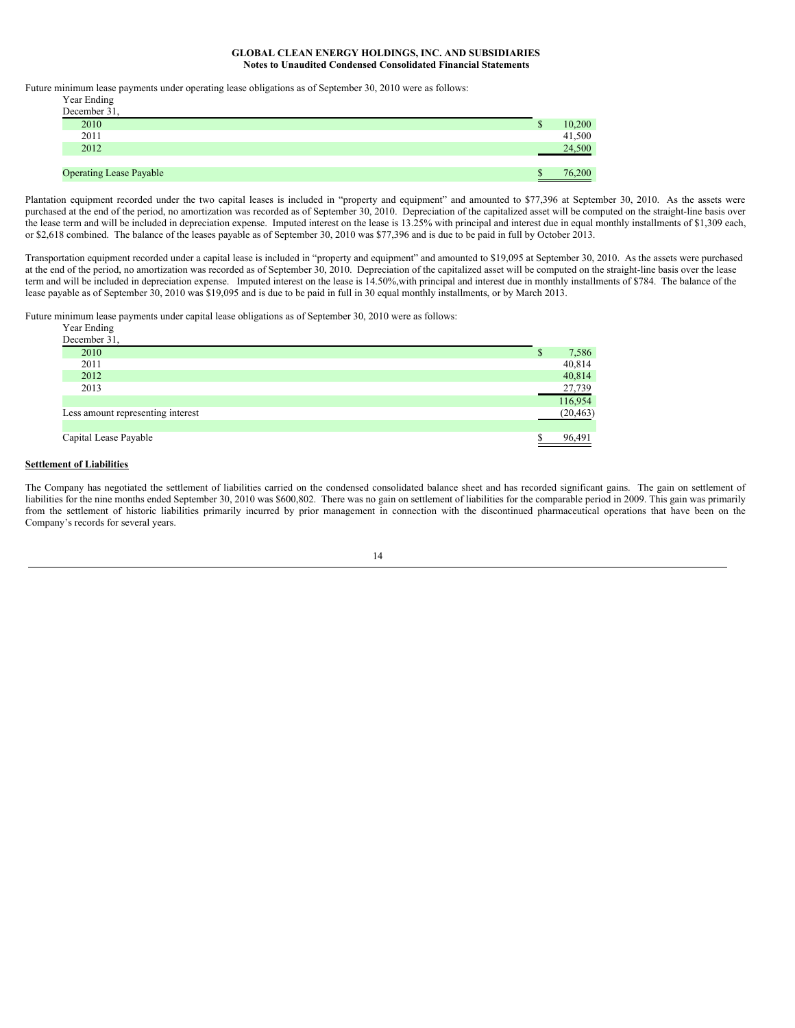Future minimum lease payments under operating lease obligations as of September 30, 2010 were as follows:

| Year Ending December 31, | |
|---|---|
| 2010 | $ 10,200 |
| 2011 | 41,500 |
| 2012 | 24,500 |
| | |
| Operating Lease Payable | $ 76,200 |

Plantation equipment recorded under the two capital leases is included in "property and equipment" and amounted to $77,396 at September 30, 2010. As the assets were purchased at the end of the period, no amortization was recorded as of September 30, 2010. Depreciation of the capitalized asset will be computed on the straight-line basis over the lease term and will be included in depreciation expense. Imputed interest on the lease is 13.25% with principal and interest due in equal monthly installments of $1,309 each, or $2,618 combined. The balance of the leases payable as of September 30, 2010 was $77,396 and is due to be paid in full by October 2013.

Transportation equipment recorded under a capital lease is included in "property and equipment" and amounted to $19,095 at September 30, 2010. As the assets were purchased at the end of the period, no amortization was recorded as of September 30, 2010. Depreciation of the capitalized asset will be computed on the straight-line basis over the lease term and will be included in depreciation expense. Imputed interest on the lease is 14.50%,with principal and interest due in monthly installments of $784. The balance of the lease payable as of September 30, 2010 was $19,095 and is due to be paid in full in 30 equal monthly installments, or by March 2013.

Future minimum lease payments under capital lease obligations as of September 30, 2010 were as follows:

| Year Ending December 31, | |
|---|---|
| 2010 | $ 7,586 |
| 2011 | 40,814 |
| 2012 | 40,814 |
| 2013 | 27,739 |
| | 116,954 |
| Less amount representing interest | (20,463) |
| | |
| Capital Lease Payable | $ 96,491 |

**Settlement of Liabilities**

The Company has negotiated the settlement of liabilities carried on the condensed consolidated balance sheet and has recorded significant gains. The gain on settlement of liabilities for the nine months ended September 30, 2010 was $600,802. There was no gain on settlement of liabilities for the comparable period in 2009. This gain was primarily from the settlement of historic liabilities primarily incurred by prior management in connection with the discontinued pharmaceutical operations that have been on the Company's records for several years.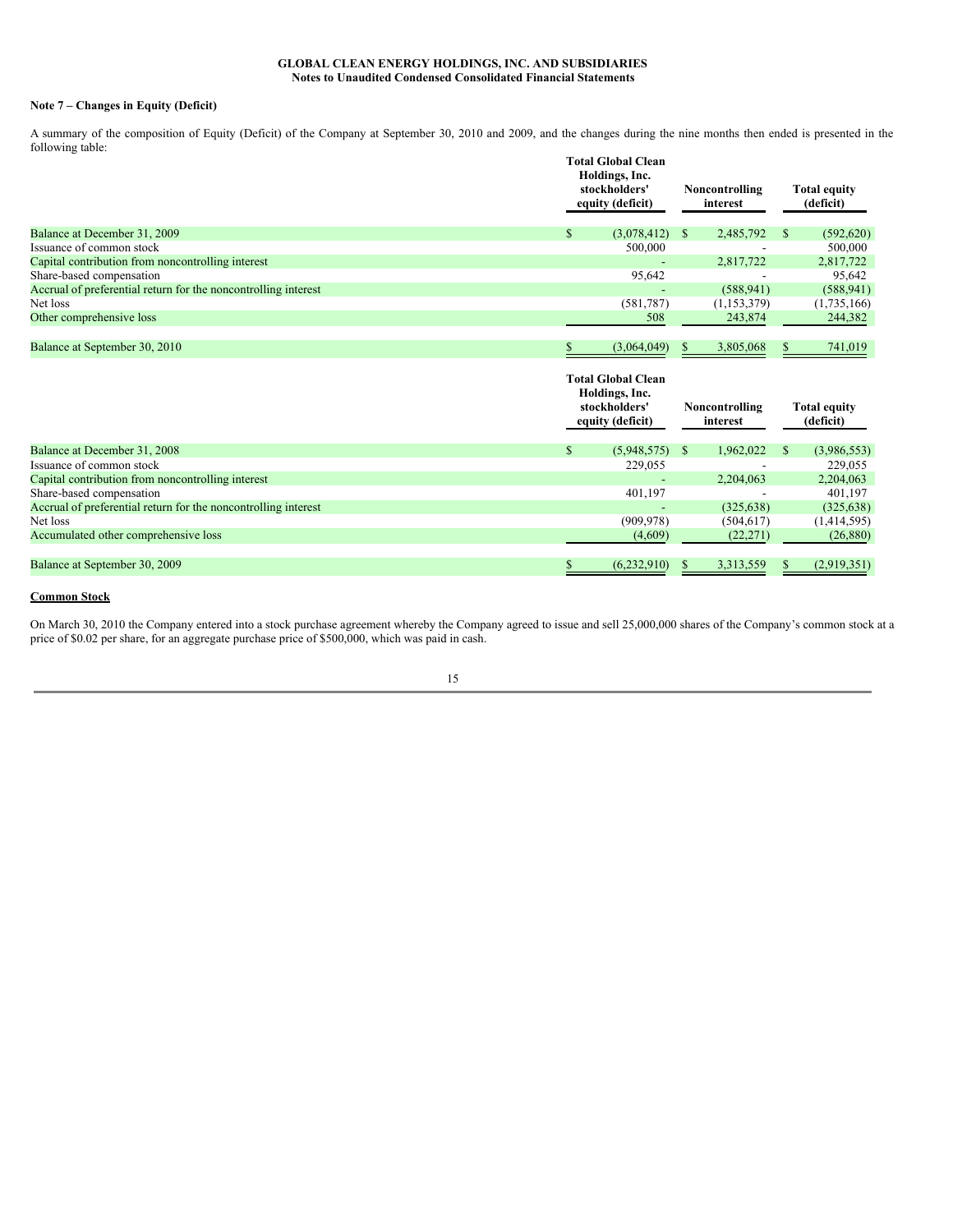GLOBAL CLEAN ENERGY HOLDINGS, INC. AND SUBSIDIARIES
Notes to Unaudited Condensed Consolidated Financial Statements

**Note 7 – Changes in Equity (Deficit)**

A summary of the composition of Equity (Deficit) of the Company at September 30, 2010 and 2009, and the changes during the nine months then ended is presented in the following table:

| | Total Global Clean Holdings, Inc. stockholders' equity (deficit) | Noncontrolling interest | Total equity (deficit) |
|---|---|---|---|
| Balance at December 31, 2009 | $ (3,078,412) | $ 2,485,792 | $ (592,620) |
| Issuance of common stock | 500,000 | - | 500,000 |
| Capital contribution from noncontrolling interest | - | 2,817,722 | 2,817,722 |
| Share-based compensation | 95,642 | - | 95,642 |
| Accrual of preferential return for the noncontrolling interest | - | (588,941) | (588,941) |
| Net loss | (581,787) | (1,153,379) | (1,735,166) |
| Other comprehensive loss | 508 | 243,874 | 244,382 |
| Balance at September 30, 2010 | $ (3,064,049) | $ 3,805,068 | $ 741,019 |

| | Total Global Clean Holdings, Inc. stockholders' equity (deficit) | Noncontrolling interest | Total equity (deficit) |
|---|---|---|---|
| Balance at December 31, 2008 | $ (5,948,575) | $ 1,962,022 | $ (3,986,553) |
| Issuance of common stock | 229,055 | - | 229,055 |
| Capital contribution from noncontrolling interest | - | 2,204,063 | 2,204,063 |
| Share-based compensation | 401,197 | - | 401,197 |
| Accrual of preferential return for the noncontrolling interest | - | (325,638) | (325,638) |
| Net loss | (909,978) | (504,617) | (1,414,595) |
| Accumulated other comprehensive loss | (4,609) | (22,271) | (26,880) |
| Balance at September 30, 2009 | $ (6,232,910) | $ 3,313,559 | $ (2,919,351) |

**Common Stock**

On March 30, 2010 the Company entered into a stock purchase agreement whereby the Company agreed to issue and sell 25,000,000 shares of the Company's common stock at a price of $0.02 per share, for an aggregate purchase price of $500,000, which was paid in cash.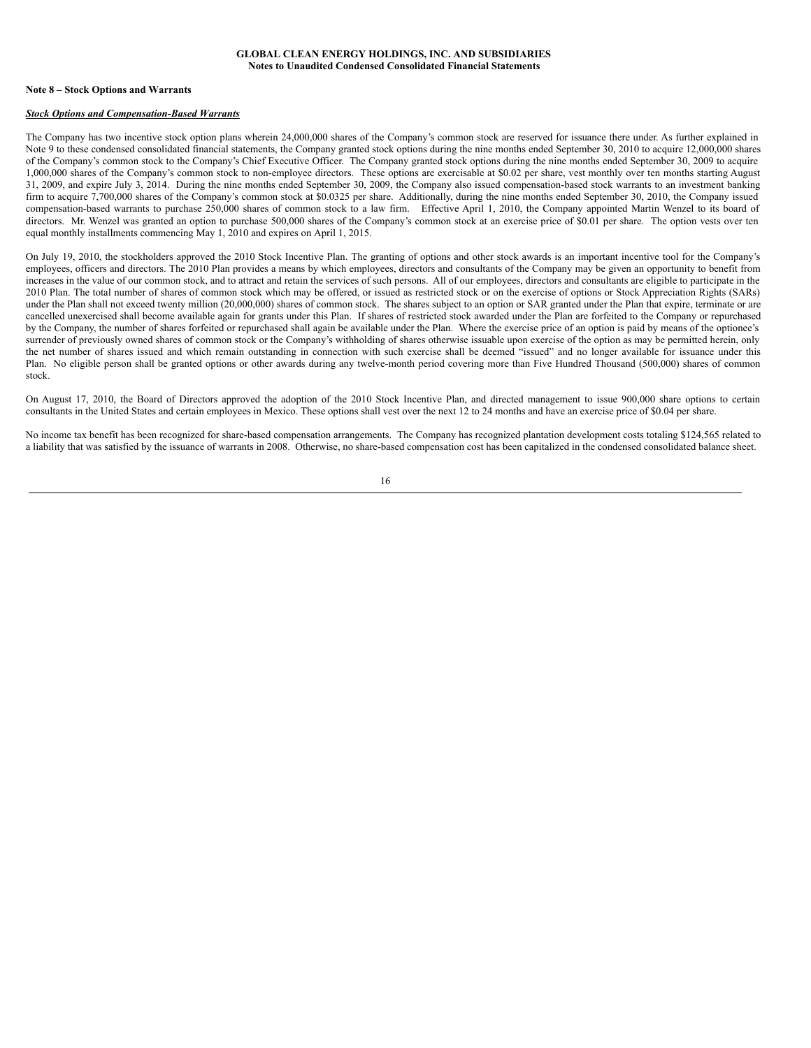**GLOBAL CLEAN ENERGY HOLDINGS, INC. AND SUBSIDIARIES**
**Notes to Unaudited Condensed Consolidated Financial Statements**

**Note 8 – Stock Options and Warrants**

***Stock Options and Compensation-Based Warrants***

The Company has two incentive stock option plans wherein 24,000,000 shares of the Company's common stock are reserved for issuance there under. As further explained in Note 9 to these condensed consolidated financial statements, the Company granted stock options during the nine months ended September 30, 2010 to acquire 12,000,000 shares of the Company's common stock to the Company's Chief Executive Officer. The Company granted stock options during the nine months ended September 30, 2009 to acquire 1,000,000 shares of the Company's common stock to non-employee directors. These options are exercisable at $0.02 per share, vest monthly over ten months starting August 31, 2009, and expire July 3, 2014. During the nine months ended September 30, 2009, the Company also issued compensation-based stock warrants to an investment banking firm to acquire 7,700,000 shares of the Company's common stock at $0.0325 per share. Additionally, during the nine months ended September 30, 2010, the Company issued compensation-based warrants to purchase 250,000 shares of common stock to a law firm. Effective April 1, 2010, the Company appointed Martin Wenzel to its board of directors. Mr. Wenzel was granted an option to purchase 500,000 shares of the Company's common stock at an exercise price of $0.01 per share. The option vests over ten equal monthly installments commencing May 1, 2010 and expires on April 1, 2015.

On July 19, 2010, the stockholders approved the 2010 Stock Incentive Plan. The granting of options and other stock awards is an important incentive tool for the Company's employees, officers and directors. The 2010 Plan provides a means by which employees, directors and consultants of the Company may be given an opportunity to benefit from increases in the value of our common stock, and to attract and retain the services of such persons. All of our employees, directors and consultants are eligible to participate in the 2010 Plan. The total number of shares of common stock which may be offered, or issued as restricted stock or on the exercise of options or Stock Appreciation Rights (SARs) under the Plan shall not exceed twenty million (20,000,000) shares of common stock. The shares subject to an option or SAR granted under the Plan that expire, terminate or are cancelled unexercised shall become available again for grants under this Plan. If shares of restricted stock awarded under the Plan are forfeited to the Company or repurchased by the Company, the number of shares forfeited or repurchased shall again be available under the Plan. Where the exercise price of an option is paid by means of the optionee's surrender of previously owned shares of common stock or the Company's withholding of shares otherwise issuable upon exercise of the option as may be permitted herein, only the net number of shares issued and which remain outstanding in connection with such exercise shall be deemed "issued" and no longer available for issuance under this Plan. No eligible person shall be granted options or other awards during any twelve-month period covering more than Five Hundred Thousand (500,000) shares of common stock.

On August 17, 2010, the Board of Directors approved the adoption of the 2010 Stock Incentive Plan, and directed management to issue 900,000 share options to certain consultants in the United States and certain employees in Mexico. These options shall vest over the next 12 to 24 months and have an exercise price of $0.04 per share.

No income tax benefit has been recognized for share-based compensation arrangements. The Company has recognized plantation development costs totaling $124,565 related to a liability that was satisfied by the issuance of warrants in 2008. Otherwise, no share-based compensation cost has been capitalized in the condensed consolidated balance sheet.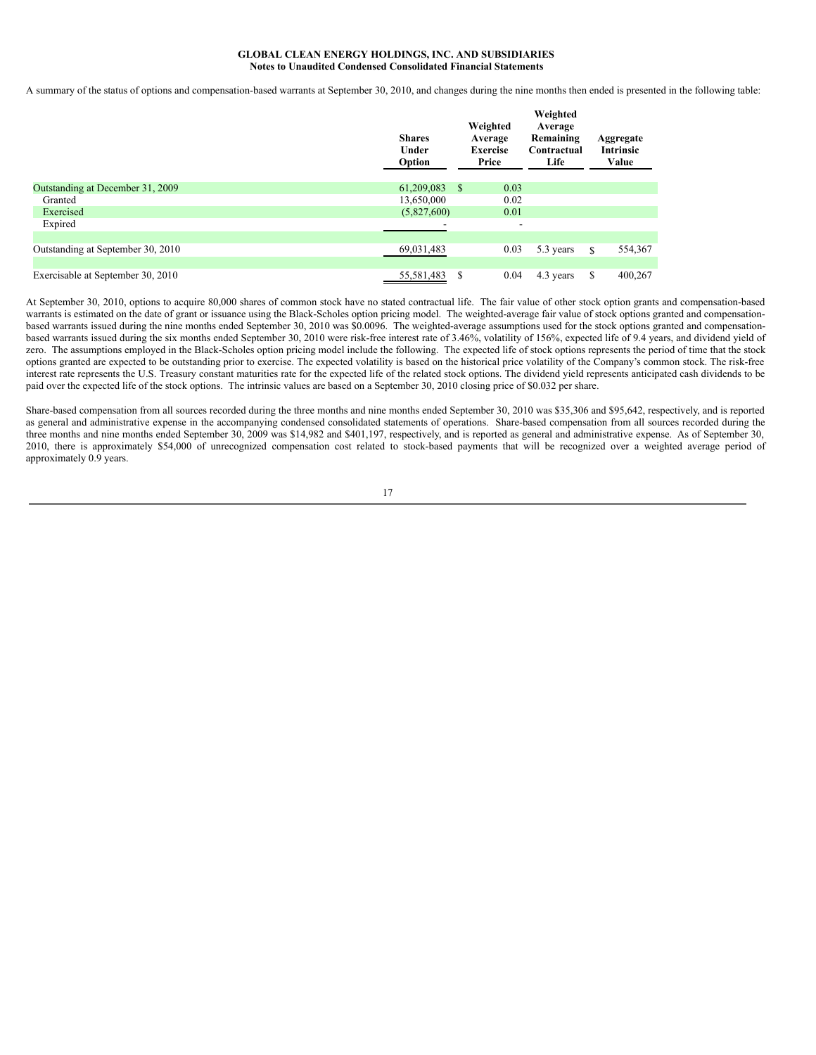**GLOBAL CLEAN ENERGY HOLDINGS, INC. AND SUBSIDIARIES**
**Notes to Unaudited Condensed Consolidated Financial Statements**

A summary of the status of options and compensation-based warrants at September 30, 2010, and changes during the nine months then ended is presented in the following table:

| | Shares Under Option | Weighted Average Exercise Price | Weighted Average Remaining Contractual Life | Aggregate Intrinsic Value |
|---|---|---|---|---|
| Outstanding at December 31, 2009 | 61,209,083 | $ 0.03 | | |
| Granted | 13,650,000 | 0.02 | | |
| Exercised | (5,827,600) | 0.01 | | |
| Expired | - | - | | |
| Outstanding at September 30, 2010 | 69,031,483 | 0.03 | 5.3 years | $ 554,367 |
| Exercisable at September 30, 2010 | 55,581,483 | $ 0.04 | 4.3 years | $ 400,267 |

At September 30, 2010, options to acquire 80,000 shares of common stock have no stated contractual life. The fair value of other stock option grants and compensation-based warrants is estimated on the date of grant or issuance using the Black-Scholes option pricing model. The weighted-average fair value of stock options granted and compensation-based warrants issued during the nine months ended September 30, 2010 was $0.0096. The weighted-average assumptions used for the stock options granted and compensation-based warrants issued during the six months ended September 30, 2010 were risk-free interest rate of 3.46%, volatility of 156%, expected life of 9.4 years, and dividend yield of zero. The assumptions employed in the Black-Scholes option pricing model include the following. The expected life of stock options represents the period of time that the stock options granted are expected to be outstanding prior to exercise. The expected volatility is based on the historical price volatility of the Company's common stock. The risk-free interest rate represents the U.S. Treasury constant maturities rate for the expected life of the related stock options. The dividend yield represents anticipated cash dividends to be paid over the expected life of the stock options. The intrinsic values are based on a September 30, 2010 closing price of $0.032 per share.

Share-based compensation from all sources recorded during the three months and nine months ended September 30, 2010 was $35,306 and $95,642, respectively, and is reported as general and administrative expense in the accompanying condensed consolidated statements of operations. Share-based compensation from all sources recorded during the three months and nine months ended September 30, 2009 was $14,982 and $401,197, respectively, and is reported as general and administrative expense. As of September 30, 2010, there is approximately $54,000 of unrecognized compensation cost related to stock-based payments that will be recognized over a weighted average period of approximately 0.9 years.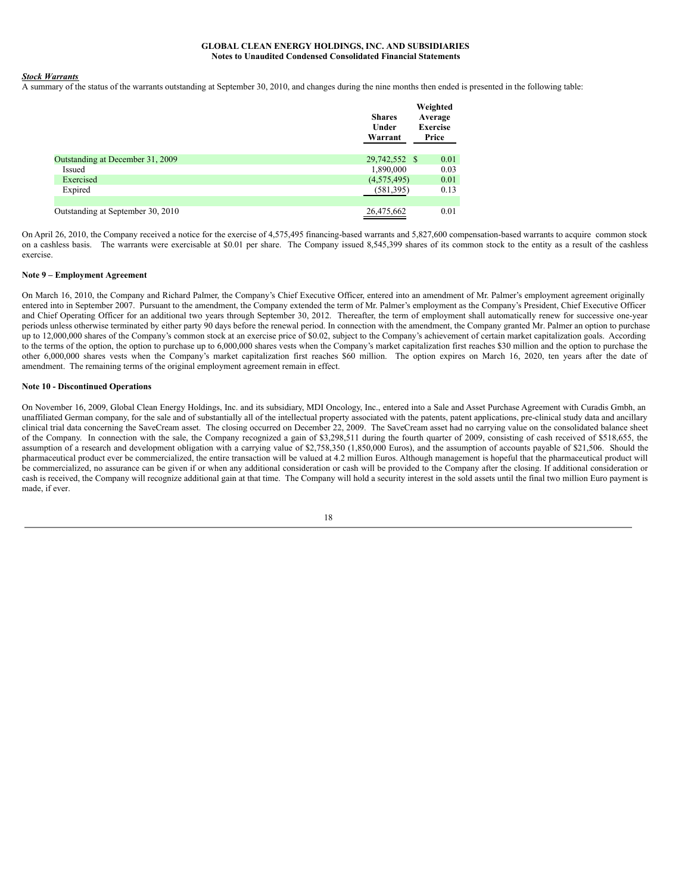**GLOBAL CLEAN ENERGY HOLDINGS, INC. AND SUBSIDIARIES**
**Notes to Unaudited Condensed Consolidated Financial Statements**

***Stock Warrants***

A summary of the status of the warrants outstanding at September 30, 2010, and changes during the nine months then ended is presented in the following table:

| | Shares Under Warrant | Weighted Average Exercise Price |
|---|---|---|
| Outstanding at December 31, 2009 | 29,742,552 | $ 0.01 |
| Issued | 1,890,000 | 0.03 |
| Exercised | (4,575,495) | 0.01 |
| Expired | (581,395) | 0.13 |
| Outstanding at September 30, 2010 | 26,475,662 | 0.01 |

On April 26, 2010, the Company received a notice for the exercise of 4,575,495 financing-based warrants and 5,827,600 compensation-based warrants to acquire common stock on a cashless basis. The warrants were exercisable at $0.01 per share. The Company issued 8,545,399 shares of its common stock to the entity as a result of the cashless exercise.

**Note 9 – Employment Agreement**

On March 16, 2010, the Company and Richard Palmer, the Company's Chief Executive Officer, entered into an amendment of Mr. Palmer's employment agreement originally entered into in September 2007. Pursuant to the amendment, the Company extended the term of Mr. Palmer's employment as the Company's President, Chief Executive Officer and Chief Operating Officer for an additional two years through September 30, 2012. Thereafter, the term of employment shall automatically renew for successive one-year periods unless otherwise terminated by either party 90 days before the renewal period. In connection with the amendment, the Company granted Mr. Palmer an option to purchase up to 12,000,000 shares of the Company's common stock at an exercise price of $0.02, subject to the Company's achievement of certain market capitalization goals. According to the terms of the option, the option to purchase up to 6,000,000 shares vests when the Company's market capitalization first reaches $30 million and the option to purchase the other 6,000,000 shares vests when the Company's market capitalization first reaches $60 million. The option expires on March 16, 2020, ten years after the date of amendment. The remaining terms of the original employment agreement remain in effect.

**Note 10 - Discontinued Operations**

On November 16, 2009, Global Clean Energy Holdings, Inc. and its subsidiary, MDI Oncology, Inc., entered into a Sale and Asset Purchase Agreement with Curadis Gmbh, an unaffiliated German company, for the sale and of substantially all of the intellectual property associated with the patents, patent applications, pre-clinical study data and ancillary clinical trial data concerning the SaveCream asset. The closing occurred on December 22, 2009. The SaveCream asset had no carrying value on the consolidated balance sheet of the Company. In connection with the sale, the Company recognized a gain of $3,298,511 during the fourth quarter of 2009, consisting of cash received of $518,655, the assumption of a research and development obligation with a carrying value of $2,758,350 (1,850,000 Euros), and the assumption of accounts payable of $21,506. Should the pharmaceutical product ever be commercialized, the entire transaction will be valued at 4.2 million Euros. Although management is hopeful that the pharmaceutical product will be commercialized, no assurance can be given if or when any additional consideration or cash will be provided to the Company after the closing. If additional consideration or cash is received, the Company will recognize additional gain at that time. The Company will hold a security interest in the sold assets until the final two million Euro payment is made, if ever.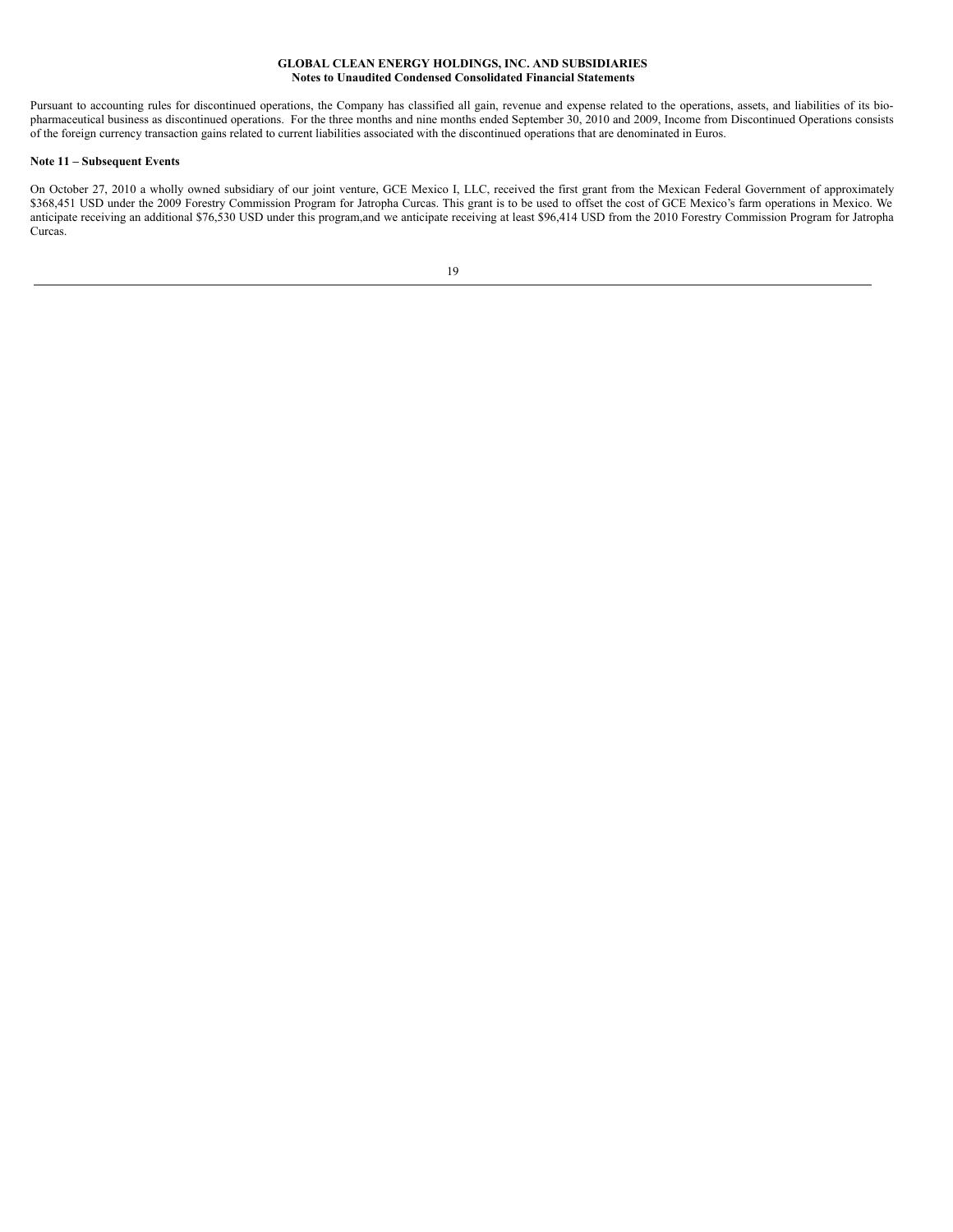Pursuant to accounting rules for discontinued operations, the Company has classified all gain, revenue and expense related to the operations, assets, and liabilities of its bio-pharmaceutical business as discontinued operations. For the three months and nine months ended September 30, 2010 and 2009, Income from Discontinued Operations consists of the foreign currency transaction gains related to current liabilities associated with the discontinued operations that are denominated in Euros.

**Note 11 – Subsequent Events**

On October 27, 2010 a wholly owned subsidiary of our joint venture, GCE Mexico I, LLC, received the first grant from the Mexican Federal Government of approximately \$368,451 USD under the 2009 Forestry Commission Program for Jatropha Curcas. This grant is to be used to offset the cost of GCE Mexico's farm operations in Mexico. We anticipate receiving an additional \$76,530 USD under this program,and we anticipate receiving at least \$96,414 USD from the 2010 Forestry Commission Program for Jatropha Curcas.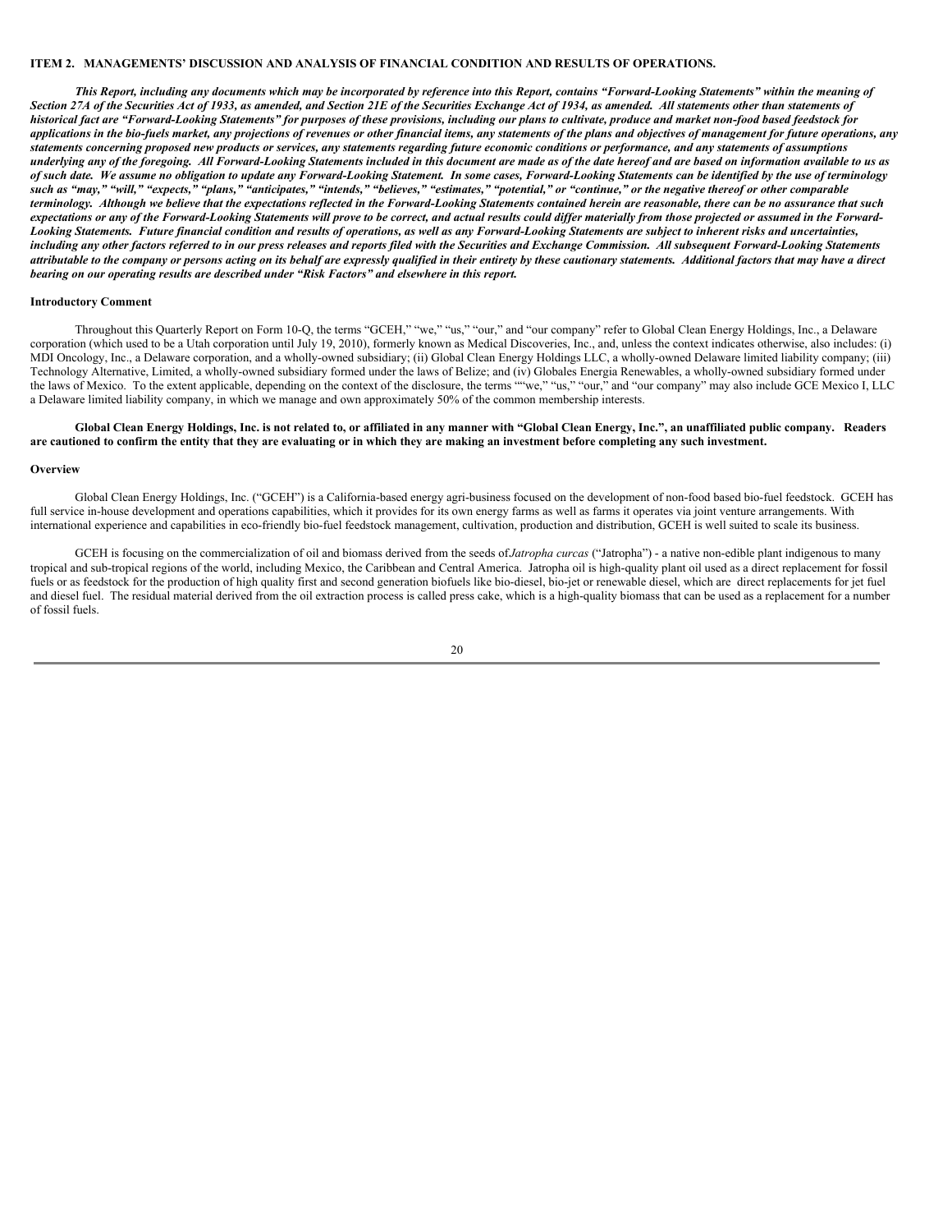**ITEM 2. MANAGEMENTS' DISCUSSION AND ANALYSIS OF FINANCIAL CONDITION AND RESULTS OF OPERATIONS.**

***This Report, including any documents which may be incorporated by reference into this Report, contains "Forward-Looking Statements" within the meaning of Section 27A of the Securities Act of 1933, as amended, and Section 21E of the Securities Exchange Act of 1934, as amended. All statements other than statements of historical fact are "Forward-Looking Statements" for purposes of these provisions, including our plans to cultivate, produce and market non-food based feedstock for applications in the bio-fuels market, any projections of revenues or other financial items, any statements of the plans and objectives of management for future operations, any statements concerning proposed new products or services, any statements regarding future economic conditions or performance, and any statements of assumptions underlying any of the foregoing. All Forward-Looking Statements included in this document are made as of the date hereof and are based on information available to us as of such date. We assume no obligation to update any Forward-Looking Statement. In some cases, Forward-Looking Statements can be identified by the use of terminology such as "may," "will," "expects," "plans," "anticipates," "intends," "believes," "estimates," "potential," or "continue," or the negative thereof or other comparable terminology. Although we believe that the expectations reflected in the Forward-Looking Statements contained herein are reasonable, there can be no assurance that such expectations or any of the Forward-Looking Statements will prove to be correct, and actual results could differ materially from those projected or assumed in the Forward-Looking Statements. Future financial condition and results of operations, as well as any Forward-Looking Statements are subject to inherent risks and uncertainties, including any other factors referred to in our press releases and reports filed with the Securities and Exchange Commission. All subsequent Forward-Looking Statements attributable to the company or persons acting on its behalf are expressly qualified in their entirety by these cautionary statements. Additional factors that may have a direct bearing on our operating results are described under "Risk Factors" and elsewhere in this report.***

**Introductory Comment**

Throughout this Quarterly Report on Form 10-Q, the terms "GCEH," "we," "us," "our," and "our company" refer to Global Clean Energy Holdings, Inc., a Delaware corporation (which used to be a Utah corporation until July 19, 2010), formerly known as Medical Discoveries, Inc., and, unless the context indicates otherwise, also includes: (i) MDI Oncology, Inc., a Delaware corporation, and a wholly-owned subsidiary; (ii) Global Clean Energy Holdings LLC, a wholly-owned Delaware limited liability company; (iii) Technology Alternative, Limited, a wholly-owned subsidiary formed under the laws of Belize; and (iv) Globales Energia Renewables, a wholly-owned subsidiary formed under the laws of Mexico. To the extent applicable, depending on the context of the disclosure, the terms ""we," "us," "our," and "our company" may also include GCE Mexico I, LLC a Delaware limited liability company, in which we manage and own approximately 50% of the common membership interests.

**Global Clean Energy Holdings, Inc. is not related to, or affiliated in any manner with "Global Clean Energy, Inc.", an unaffiliated public company. Readers are cautioned to confirm the entity that they are evaluating or in which they are making an investment before completing any such investment.**

**Overview**

Global Clean Energy Holdings, Inc. ("GCEH") is a California-based energy agri-business focused on the development of non-food based bio-fuel feedstock. GCEH has full service in-house development and operations capabilities, which it provides for its own energy farms as well as farms it operates via joint venture arrangements. With international experience and capabilities in eco-friendly bio-fuel feedstock management, cultivation, production and distribution, GCEH is well suited to scale its business.

GCEH is focusing on the commercialization of oil and biomass derived from the seeds of *Jatropha curcas* ("Jatropha") - a native non-edible plant indigenous to many tropical and sub-tropical regions of the world, including Mexico, the Caribbean and Central America. Jatropha oil is high-quality plant oil used as a direct replacement for fossil fuels or as feedstock for the production of high quality first and second generation biofuels like bio-diesel, bio-jet or renewable diesel, which are direct replacements for jet fuel and diesel fuel. The residual material derived from the oil extraction process is called press cake, which is a high-quality biomass that can be used as a replacement for a number of fossil fuels.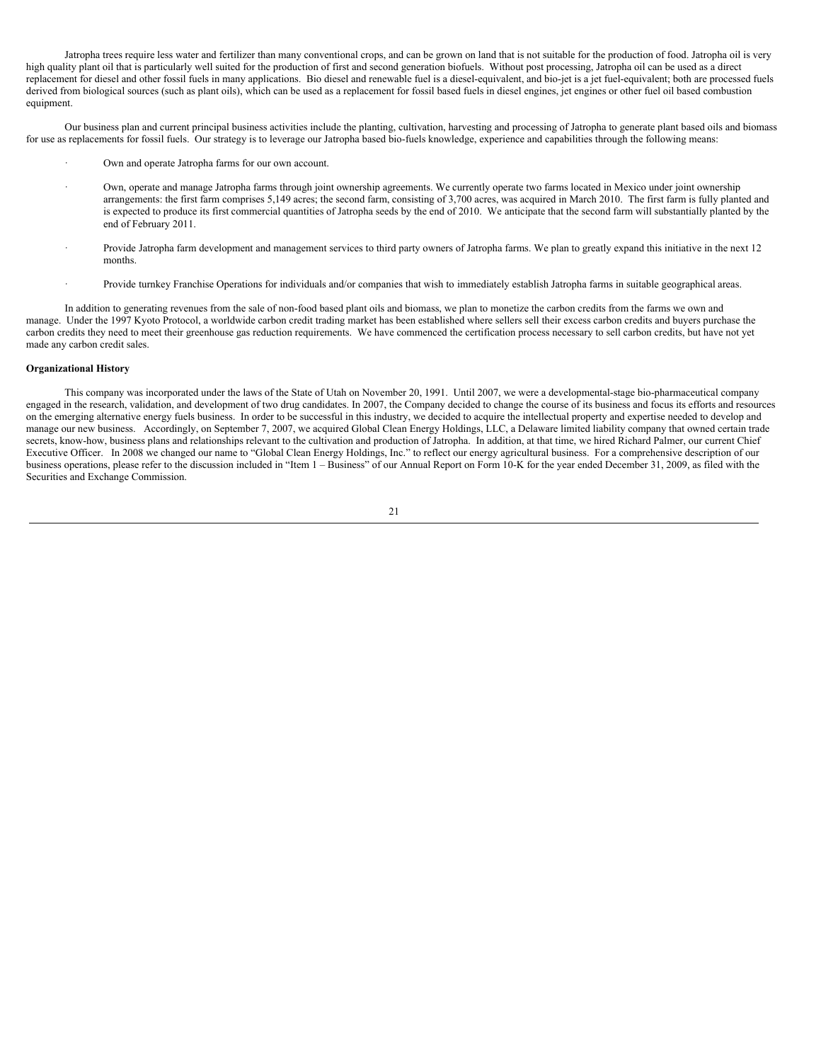Jatropha trees require less water and fertilizer than many conventional crops, and can be grown on land that is not suitable for the production of food. Jatropha oil is very high quality plant oil that is particularly well suited for the production of first and second generation biofuels. Without post processing, Jatropha oil can be used as a direct replacement for diesel and other fossil fuels in many applications. Bio diesel and renewable fuel is a diesel-equivalent, and bio-jet is a jet fuel-equivalent; both are processed fuels derived from biological sources (such as plant oils), which can be used as a replacement for fossil based fuels in diesel engines, jet engines or other fuel oil based combustion equipment.

Our business plan and current principal business activities include the planting, cultivation, harvesting and processing of Jatropha to generate plant based oils and biomass for use as replacements for fossil fuels. Our strategy is to leverage our Jatropha based bio-fuels knowledge, experience and capabilities through the following means:

- Own and operate Jatropha farms for our own account.
- Own, operate and manage Jatropha farms through joint ownership agreements. We currently operate two farms located in Mexico under joint ownership arrangements: the first farm comprises 5,149 acres; the second farm, consisting of 3,700 acres, was acquired in March 2010. The first farm is fully planted and is expected to produce its first commercial quantities of Jatropha seeds by the end of 2010. We anticipate that the second farm will substantially planted by the end of February 2011.
- Provide Jatropha farm development and management services to third party owners of Jatropha farms. We plan to greatly expand this initiative in the next 12 months.
- Provide turnkey Franchise Operations for individuals and/or companies that wish to immediately establish Jatropha farms in suitable geographical areas.

In addition to generating revenues from the sale of non-food based plant oils and biomass, we plan to monetize the carbon credits from the farms we own and manage. Under the 1997 Kyoto Protocol, a worldwide carbon credit trading market has been established where sellers sell their excess carbon credits and buyers purchase the carbon credits they need to meet their greenhouse gas reduction requirements. We have commenced the certification process necessary to sell carbon credits, but have not yet made any carbon credit sales.

**Organizational History**

This company was incorporated under the laws of the State of Utah on November 20, 1991. Until 2007, we were a developmental-stage bio-pharmaceutical company engaged in the research, validation, and development of two drug candidates. In 2007, the Company decided to change the course of its business and focus its efforts and resources on the emerging alternative energy fuels business. In order to be successful in this industry, we decided to acquire the intellectual property and expertise needed to develop and manage our new business. Accordingly, on September 7, 2007, we acquired Global Clean Energy Holdings, LLC, a Delaware limited liability company that owned certain trade secrets, know-how, business plans and relationships relevant to the cultivation and production of Jatropha. In addition, at that time, we hired Richard Palmer, our current Chief Executive Officer. In 2008 we changed our name to "Global Clean Energy Holdings, Inc." to reflect our energy agricultural business. For a comprehensive description of our business operations, please refer to the discussion included in "Item 1 – Business" of our Annual Report on Form 10-K for the year ended December 31, 2009, as filed with the Securities and Exchange Commission.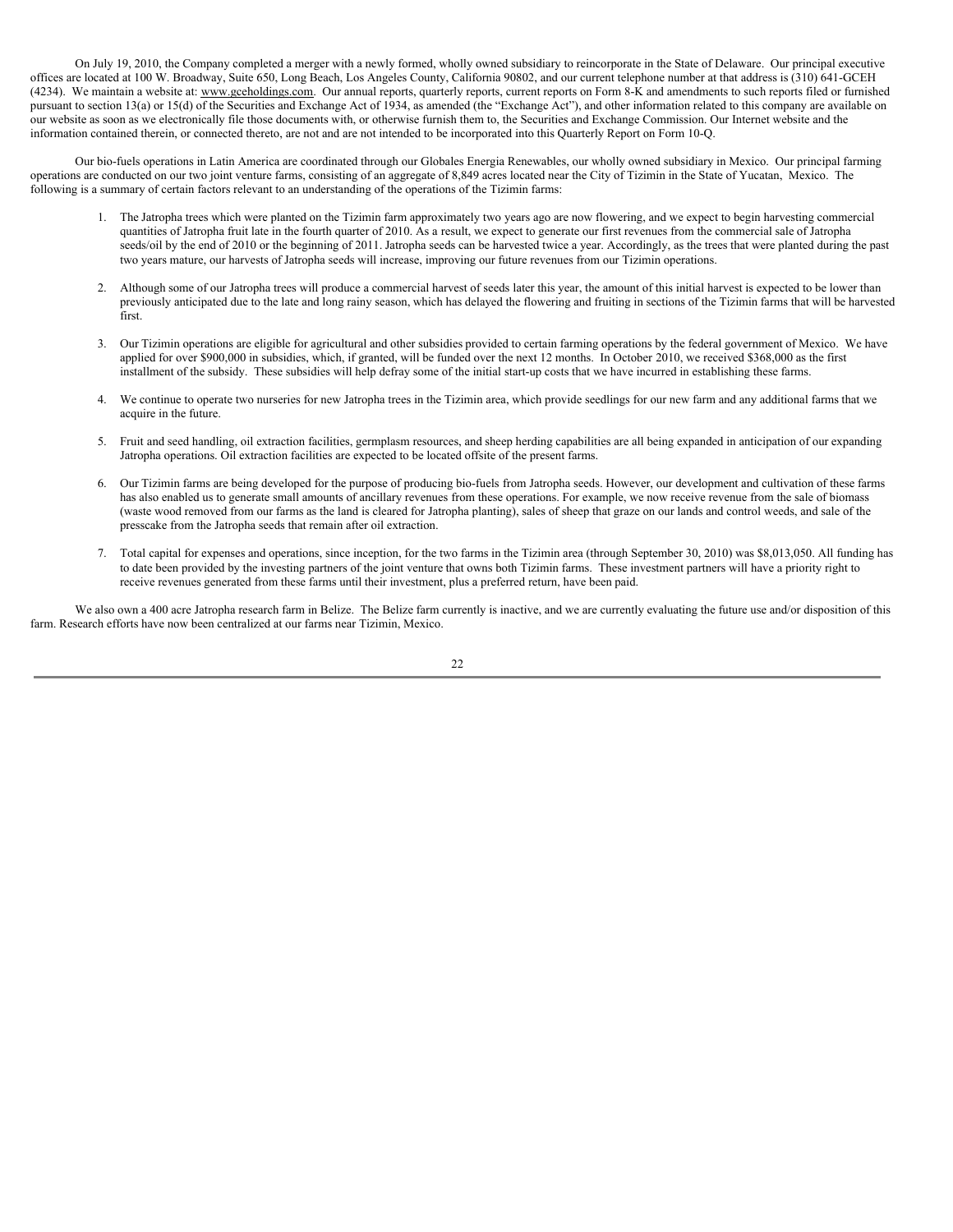On July 19, 2010, the Company completed a merger with a newly formed, wholly owned subsidiary to reincorporate in the State of Delaware. Our principal executive offices are located at 100 W. Broadway, Suite 650, Long Beach, Los Angeles County, California 90802, and our current telephone number at that address is (310) 641-GCEH (4234). We maintain a website at: www.gceholdings.com. Our annual reports, quarterly reports, current reports on Form 8-K and amendments to such reports filed or furnished pursuant to section 13(a) or 15(d) of the Securities and Exchange Act of 1934, as amended (the "Exchange Act"), and other information related to this company are available on our website as soon as we electronically file those documents with, or otherwise furnish them to, the Securities and Exchange Commission. Our Internet website and the information contained therein, or connected thereto, are not and are not intended to be incorporated into this Quarterly Report on Form 10-Q.

Our bio-fuels operations in Latin America are coordinated through our Globales Energia Renewables, our wholly owned subsidiary in Mexico. Our principal farming operations are conducted on our two joint venture farms, consisting of an aggregate of 8,849 acres located near the City of Tizimin in the State of Yucatan, Mexico. The following is a summary of certain factors relevant to an understanding of the operations of the Tizimin farms:

1. The Jatropha trees which were planted on the Tizimin farm approximately two years ago are now flowering, and we expect to begin harvesting commercial quantities of Jatropha fruit late in the fourth quarter of 2010. As a result, we expect to generate our first revenues from the commercial sale of Jatropha seeds/oil by the end of 2010 or the beginning of 2011. Jatropha seeds can be harvested twice a year. Accordingly, as the trees that were planted during the past two years mature, our harvests of Jatropha seeds will increase, improving our future revenues from our Tizimin operations.

2. Although some of our Jatropha trees will produce a commercial harvest of seeds later this year, the amount of this initial harvest is expected to be lower than previously anticipated due to the late and long rainy season, which has delayed the flowering and fruiting in sections of the Tizimin farms that will be harvested first.

3. Our Tizimin operations are eligible for agricultural and other subsidies provided to certain farming operations by the federal government of Mexico. We have applied for over $900,000 in subsidies, which, if granted, will be funded over the next 12 months. In October 2010, we received $368,000 as the first installment of the subsidy. These subsidies will help defray some of the initial start-up costs that we have incurred in establishing these farms.

4. We continue to operate two nurseries for new Jatropha trees in the Tizimin area, which provide seedlings for our new farm and any additional farms that we acquire in the future.

5. Fruit and seed handling, oil extraction facilities, germplasm resources, and sheep herding capabilities are all being expanded in anticipation of our expanding Jatropha operations. Oil extraction facilities are expected to be located offsite of the present farms.

6. Our Tizimin farms are being developed for the purpose of producing bio-fuels from Jatropha seeds. However, our development and cultivation of these farms has also enabled us to generate small amounts of ancillary revenues from these operations. For example, we now receive revenue from the sale of biomass (waste wood removed from our farms as the land is cleared for Jatropha planting), sales of sheep that graze on our lands and control weeds, and sale of the presscake from the Jatropha seeds that remain after oil extraction.

7. Total capital for expenses and operations, since inception, for the two farms in the Tizimin area (through September 30, 2010) was $8,013,050. All funding has to date been provided by the investing partners of the joint venture that owns both Tizimin farms. These investment partners will have a priority right to receive revenues generated from these farms until their investment, plus a preferred return, have been paid.

We also own a 400 acre Jatropha research farm in Belize. The Belize farm currently is inactive, and we are currently evaluating the future use and/or disposition of this farm. Research efforts have now been centralized at our farms near Tizimin, Mexico.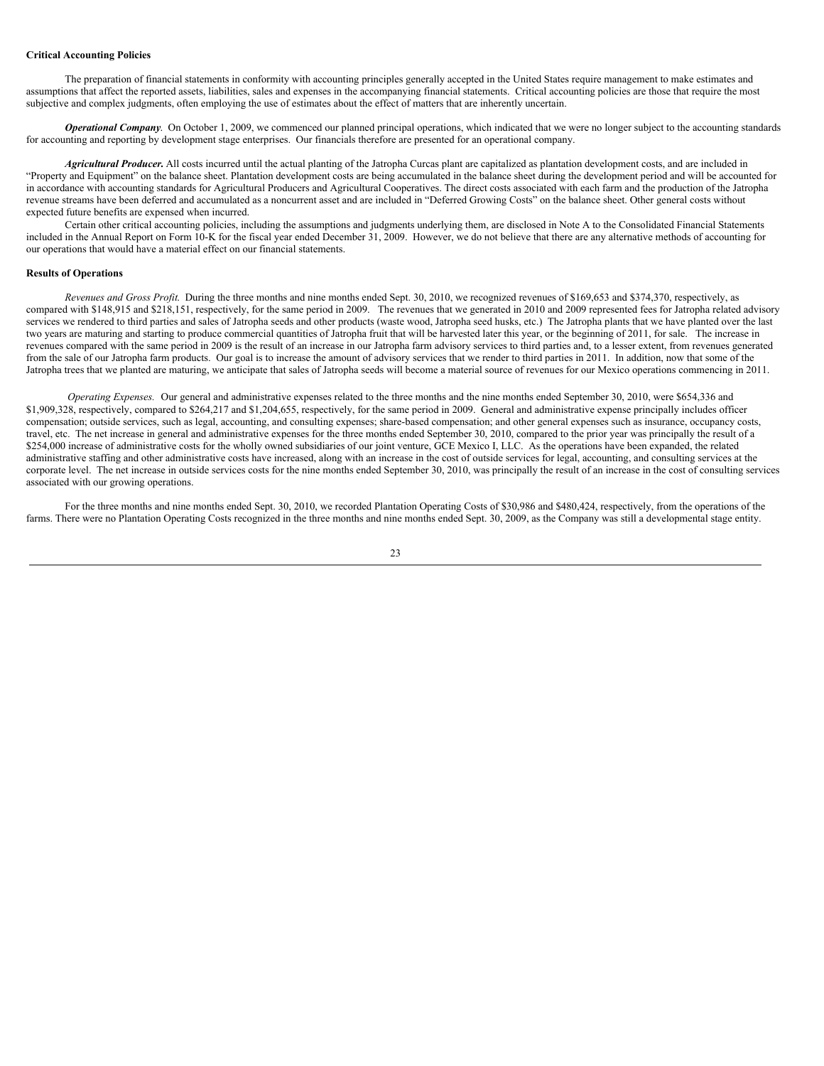**Critical Accounting Policies**

The preparation of financial statements in conformity with accounting principles generally accepted in the United States require management to make estimates and assumptions that affect the reported assets, liabilities, sales and expenses in the accompanying financial statements. Critical accounting policies are those that require the most subjective and complex judgments, often employing the use of estimates about the effect of matters that are inherently uncertain.

***Operational Company****.* On October 1, 2009, we commenced our planned principal operations, which indicated that we were no longer subject to the accounting standards for accounting and reporting by development stage enterprises. Our financials therefore are presented for an operational company.

***Agricultural Producer.*** All costs incurred until the actual planting of the Jatropha Curcas plant are capitalized as plantation development costs, and are included in "Property and Equipment" on the balance sheet. Plantation development costs are being accumulated in the balance sheet during the development period and will be accounted for in accordance with accounting standards for Agricultural Producers and Agricultural Cooperatives. The direct costs associated with each farm and the production of the Jatropha revenue streams have been deferred and accumulated as a noncurrent asset and are included in "Deferred Growing Costs" on the balance sheet. Other general costs without expected future benefits are expensed when incurred.

Certain other critical accounting policies, including the assumptions and judgments underlying them, are disclosed in Note A to the Consolidated Financial Statements included in the Annual Report on Form 10-K for the fiscal year ended December 31, 2009. However, we do not believe that there are any alternative methods of accounting for our operations that would have a material effect on our financial statements.

**Results of Operations**

*Revenues and Gross Profit.* During the three months and nine months ended Sept. 30, 2010, we recognized revenues of $169,653 and $374,370, respectively, as compared with $148,915 and $218,151, respectively, for the same period in 2009. The revenues that we generated in 2010 and 2009 represented fees for Jatropha related advisory services we rendered to third parties and sales of Jatropha seeds and other products (waste wood, Jatropha seed husks, etc.) The Jatropha plants that we have planted over the last two years are maturing and starting to produce commercial quantities of Jatropha fruit that will be harvested later this year, or the beginning of 2011, for sale. The increase in revenues compared with the same period in 2009 is the result of an increase in our Jatropha farm advisory services to third parties and, to a lesser extent, from revenues generated from the sale of our Jatropha farm products. Our goal is to increase the amount of advisory services that we render to third parties in 2011. In addition, now that some of the Jatropha trees that we planted are maturing, we anticipate that sales of Jatropha seeds will become a material source of revenues for our Mexico operations commencing in 2011.

*Operating Expenses.* Our general and administrative expenses related to the three months and the nine months ended September 30, 2010, were $654,336 and $1,909,328, respectively, compared to $264,217 and $1,204,655, respectively, for the same period in 2009. General and administrative expense principally includes officer compensation; outside services, such as legal, accounting, and consulting expenses; share-based compensation; and other general expenses such as insurance, occupancy costs, travel, etc. The net increase in general and administrative expenses for the three months ended September 30, 2010, compared to the prior year was principally the result of a $254,000 increase of administrative costs for the wholly owned subsidiaries of our joint venture, GCE Mexico I, LLC. As the operations have been expanded, the related administrative staffing and other administrative costs have increased, along with an increase in the cost of outside services for legal, accounting, and consulting services at the corporate level. The net increase in outside services costs for the nine months ended September 30, 2010, was principally the result of an increase in the cost of consulting services associated with our growing operations.

For the three months and nine months ended Sept. 30, 2010, we recorded Plantation Operating Costs of $30,986 and $480,424, respectively, from the operations of the farms. There were no Plantation Operating Costs recognized in the three months and nine months ended Sept. 30, 2009, as the Company was still a developmental stage entity.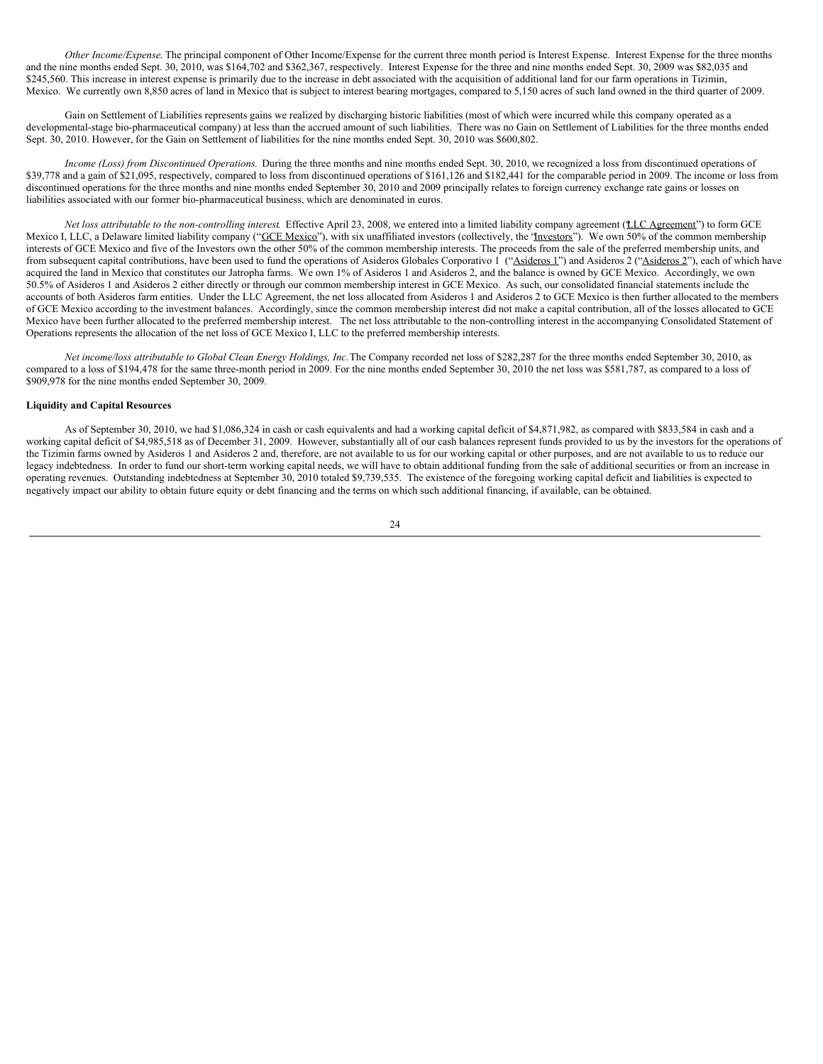*Other Income/Expense*. The principal component of Other Income/Expense for the current three month period is Interest Expense. Interest Expense for the three months and the nine months ended Sept. 30, 2010, was $164,702 and $362,367, respectively. Interest Expense for the three and nine months ended Sept. 30, 2009 was $82,035 and $245,560. This increase in interest expense is primarily due to the increase in debt associated with the acquisition of additional land for our farm operations in Tizimin, Mexico. We currently own 8,850 acres of land in Mexico that is subject to interest bearing mortgages, compared to 5,150 acres of such land owned in the third quarter of 2009.

Gain on Settlement of Liabilities represents gains we realized by discharging historic liabilities (most of which were incurred while this company operated as a developmental-stage bio-pharmaceutical company) at less than the accrued amount of such liabilities. There was no Gain on Settlement of Liabilities for the three months ended Sept. 30, 2010. However, for the Gain on Settlement of liabilities for the nine months ended Sept. 30, 2010 was $600,802.

*Income (Loss) from Discontinued Operations.* During the three months and nine months ended Sept. 30, 2010, we recognized a loss from discontinued operations of $39,778 and a gain of $21,095, respectively, compared to loss from discontinued operations of $161,126 and $182,441 for the comparable period in 2009. The income or loss from discontinued operations for the three months and nine months ended September 30, 2010 and 2009 principally relates to foreign currency exchange rate gains or losses on liabilities associated with our former bio-pharmaceutical business, which are denominated in euros.

*Net loss attributable to the non-controlling interest.* Effective April 23, 2008, we entered into a limited liability company agreement ("LLC Agreement") to form GCE Mexico I, LLC, a Delaware limited liability company ("GCE Mexico"), with six unaffiliated investors (collectively, the "Investors"). We own 50% of the common membership interests of GCE Mexico and five of the Investors own the other 50% of the common membership interests. The proceeds from the sale of the preferred membership units, and from subsequent capital contributions, have been used to fund the operations of Asideros Globales Corporativo 1 ("Asideros 1") and Asideros 2 ("Asideros 2"), each of which have acquired the land in Mexico that constitutes our Jatropha farms. We own 1% of Asideros 1 and Asideros 2, and the balance is owned by GCE Mexico. Accordingly, we own 50.5% of Asideros 1 and Asideros 2 either directly or through our common membership interest in GCE Mexico. As such, our consolidated financial statements include the accounts of both Asideros farm entities. Under the LLC Agreement, the net loss allocated from Asideros 1 and Asideros 2 to GCE Mexico is then further allocated to the members of GCE Mexico according to the investment balances. Accordingly, since the common membership interest did not make a capital contribution, all of the losses allocated to GCE Mexico have been further allocated to the preferred membership interest. The net loss attributable to the non-controlling interest in the accompanying Consolidated Statement of Operations represents the allocation of the net loss of GCE Mexico I, LLC to the preferred membership interests.

*Net income/loss attributable to Global Clean Energy Holdings, Inc.* The Company recorded net loss of $282,287 for the three months ended September 30, 2010, as compared to a loss of $194,478 for the same three-month period in 2009. For the nine months ended September 30, 2010 the net loss was $581,787, as compared to a loss of $909,978 for the nine months ended September 30, 2009.

**Liquidity and Capital Resources**

As of September 30, 2010, we had $1,086,324 in cash or cash equivalents and had a working capital deficit of $4,871,982, as compared with $833,584 in cash and a working capital deficit of $4,985,518 as of December 31, 2009. However, substantially all of our cash balances represent funds provided to us by the investors for the operations of the Tizimin farms owned by Asideros 1 and Asideros 2 and, therefore, are not available to us for our working capital or other purposes, and are not available to us to reduce our legacy indebtedness. In order to fund our short-term working capital needs, we will have to obtain additional funding from the sale of additional securities or from an increase in operating revenues. Outstanding indebtedness at September 30, 2010 totaled $9,739,535. The existence of the foregoing working capital deficit and liabilities is expected to negatively impact our ability to obtain future equity or debt financing and the terms on which such additional financing, if available, can be obtained.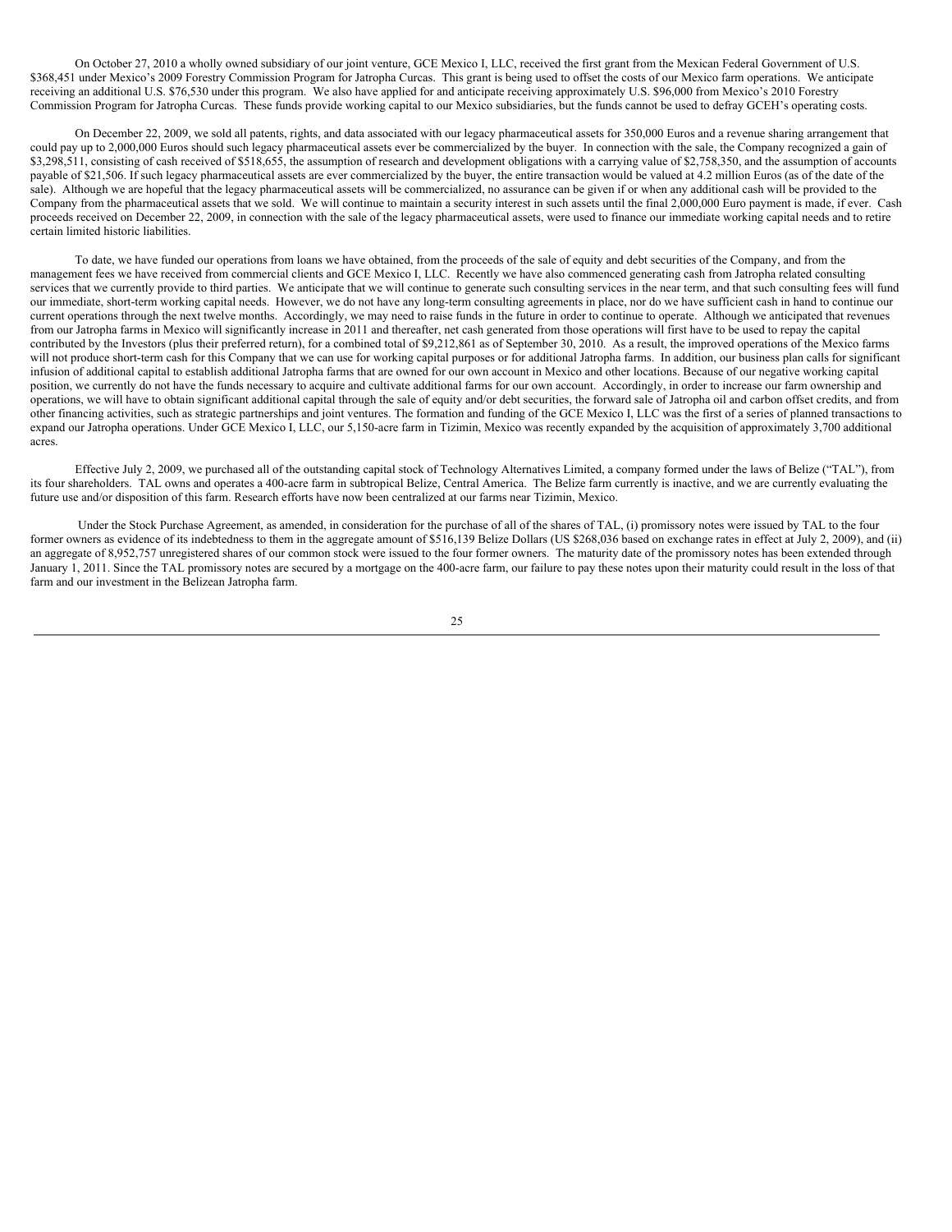On October 27, 2010 a wholly owned subsidiary of our joint venture, GCE Mexico I, LLC, received the first grant from the Mexican Federal Government of U.S. $368,451 under Mexico's 2009 Forestry Commission Program for Jatropha Curcas. This grant is being used to offset the costs of our Mexico farm operations. We anticipate receiving an additional U.S. $76,530 under this program. We also have applied for and anticipate receiving approximately U.S. $96,000 from Mexico's 2010 Forestry Commission Program for Jatropha Curcas. These funds provide working capital to our Mexico subsidiaries, but the funds cannot be used to defray GCEH's operating costs.

On December 22, 2009, we sold all patents, rights, and data associated with our legacy pharmaceutical assets for 350,000 Euros and a revenue sharing arrangement that could pay up to 2,000,000 Euros should such legacy pharmaceutical assets ever be commercialized by the buyer. In connection with the sale, the Company recognized a gain of $3,298,511, consisting of cash received of $518,655, the assumption of research and development obligations with a carrying value of $2,758,350, and the assumption of accounts payable of $21,506. If such legacy pharmaceutical assets are ever commercialized by the buyer, the entire transaction would be valued at 4.2 million Euros (as of the date of the sale). Although we are hopeful that the legacy pharmaceutical assets will be commercialized, no assurance can be given if or when any additional cash will be provided to the Company from the pharmaceutical assets that we sold. We will continue to maintain a security interest in such assets until the final 2,000,000 Euro payment is made, if ever. Cash proceeds received on December 22, 2009, in connection with the sale of the legacy pharmaceutical assets, were used to finance our immediate working capital needs and to retire certain limited historic liabilities.

To date, we have funded our operations from loans we have obtained, from the proceeds of the sale of equity and debt securities of the Company, and from the management fees we have received from commercial clients and GCE Mexico I, LLC. Recently we have also commenced generating cash from Jatropha related consulting services that we currently provide to third parties. We anticipate that we will continue to generate such consulting services in the near term, and that such consulting fees will fund our immediate, short-term working capital needs. However, we do not have any long-term consulting agreements in place, nor do we have sufficient cash in hand to continue our current operations through the next twelve months. Accordingly, we may need to raise funds in the future in order to continue to operate. Although we anticipated that revenues from our Jatropha farms in Mexico will significantly increase in 2011 and thereafter, net cash generated from those operations will first have to be used to repay the capital contributed by the Investors (plus their preferred return), for a combined total of $9,212,861 as of September 30, 2010. As a result, the improved operations of the Mexico farms will not produce short-term cash for this Company that we can use for working capital purposes or for additional Jatropha farms. In addition, our business plan calls for significant infusion of additional capital to establish additional Jatropha farms that are owned for our own account in Mexico and other locations. Because of our negative working capital position, we currently do not have the funds necessary to acquire and cultivate additional farms for our own account. Accordingly, in order to increase our farm ownership and operations, we will have to obtain significant additional capital through the sale of equity and/or debt securities, the forward sale of Jatropha oil and carbon offset credits, and from other financing activities, such as strategic partnerships and joint ventures. The formation and funding of the GCE Mexico I, LLC was the first of a series of planned transactions to expand our Jatropha operations. Under GCE Mexico I, LLC, our 5,150-acre farm in Tizimin, Mexico was recently expanded by the acquisition of approximately 3,700 additional acres.

Effective July 2, 2009, we purchased all of the outstanding capital stock of Technology Alternatives Limited, a company formed under the laws of Belize ("TAL"), from its four shareholders. TAL owns and operates a 400-acre farm in subtropical Belize, Central America. The Belize farm currently is inactive, and we are currently evaluating the future use and/or disposition of this farm. Research efforts have now been centralized at our farms near Tizimin, Mexico.

Under the Stock Purchase Agreement, as amended, in consideration for the purchase of all of the shares of TAL, (i) promissory notes were issued by TAL to the four former owners as evidence of its indebtedness to them in the aggregate amount of $516,139 Belize Dollars (US $268,036 based on exchange rates in effect at July 2, 2009), and (ii) an aggregate of 8,952,757 unregistered shares of our common stock were issued to the four former owners. The maturity date of the promissory notes has been extended through January 1, 2011. Since the TAL promissory notes are secured by a mortgage on the 400-acre farm, our failure to pay these notes upon their maturity could result in the loss of that farm and our investment in the Belizean Jatropha farm.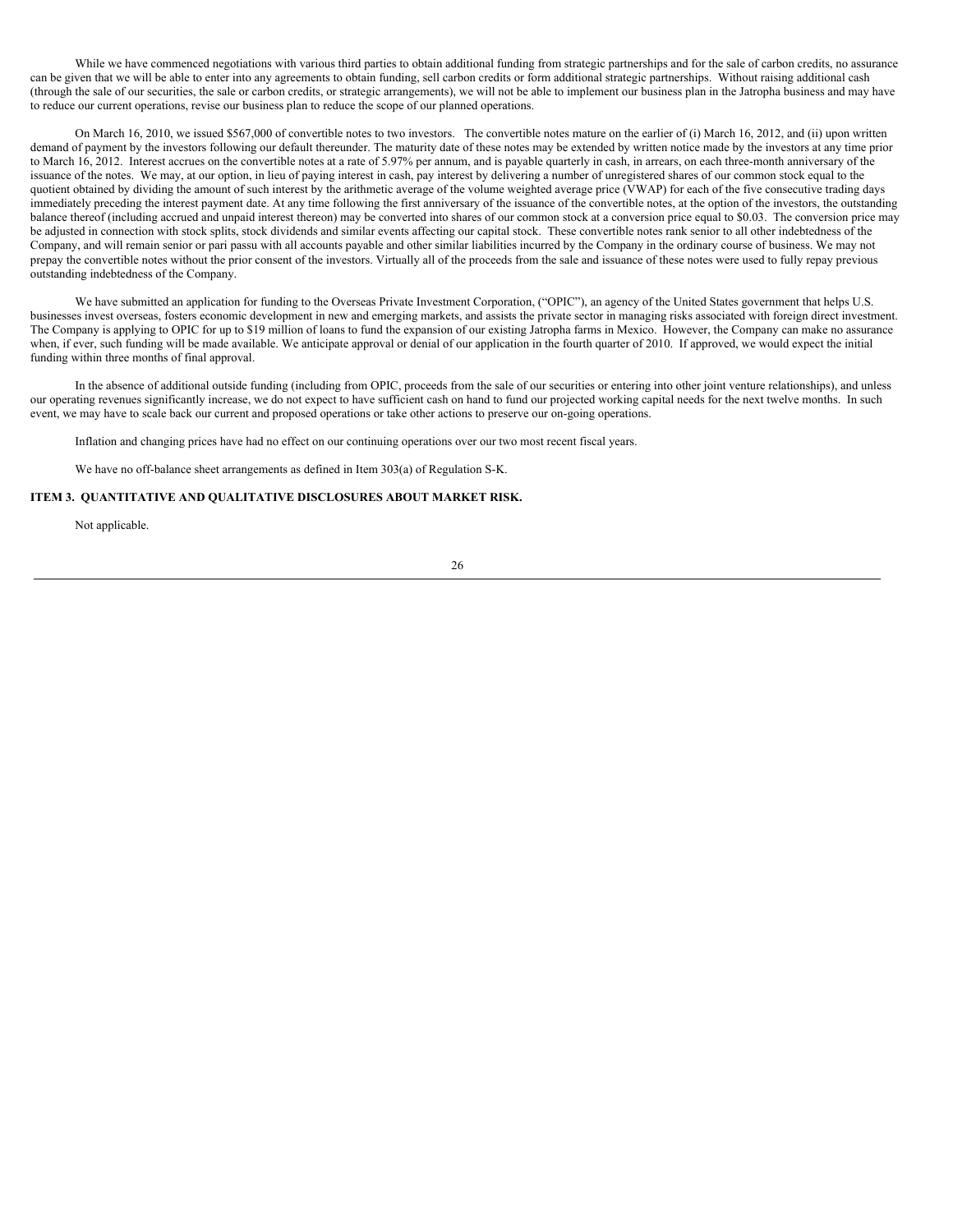While we have commenced negotiations with various third parties to obtain additional funding from strategic partnerships and for the sale of carbon credits, no assurance can be given that we will be able to enter into any agreements to obtain funding, sell carbon credits or form additional strategic partnerships. Without raising additional cash (through the sale of our securities, the sale or carbon credits, or strategic arrangements), we will not be able to implement our business plan in the Jatropha business and may have to reduce our current operations, revise our business plan to reduce the scope of our planned operations.

On March 16, 2010, we issued $567,000 of convertible notes to two investors. The convertible notes mature on the earlier of (i) March 16, 2012, and (ii) upon written demand of payment by the investors following our default thereunder. The maturity date of these notes may be extended by written notice made by the investors at any time prior to March 16, 2012. Interest accrues on the convertible notes at a rate of 5.97% per annum, and is payable quarterly in cash, in arrears, on each three-month anniversary of the issuance of the notes. We may, at our option, in lieu of paying interest in cash, pay interest by delivering a number of unregistered shares of our common stock equal to the quotient obtained by dividing the amount of such interest by the arithmetic average of the volume weighted average price (VWAP) for each of the five consecutive trading days immediately preceding the interest payment date. At any time following the first anniversary of the issuance of the convertible notes, at the option of the investors, the outstanding balance thereof (including accrued and unpaid interest thereon) may be converted into shares of our common stock at a conversion price equal to $0.03. The conversion price may be adjusted in connection with stock splits, stock dividends and similar events affecting our capital stock. These convertible notes rank senior to all other indebtedness of the Company, and will remain senior or pari passu with all accounts payable and other similar liabilities incurred by the Company in the ordinary course of business. We may not prepay the convertible notes without the prior consent of the investors. Virtually all of the proceeds from the sale and issuance of these notes were used to fully repay previous outstanding indebtedness of the Company.

We have submitted an application for funding to the Overseas Private Investment Corporation, ("OPIC"), an agency of the United States government that helps U.S. businesses invest overseas, fosters economic development in new and emerging markets, and assists the private sector in managing risks associated with foreign direct investment. The Company is applying to OPIC for up to $19 million of loans to fund the expansion of our existing Jatropha farms in Mexico. However, the Company can make no assurance when, if ever, such funding will be made available. We anticipate approval or denial of our application in the fourth quarter of 2010. If approved, we would expect the initial funding within three months of final approval.

In the absence of additional outside funding (including from OPIC, proceeds from the sale of our securities or entering into other joint venture relationships), and unless our operating revenues significantly increase, we do not expect to have sufficient cash on hand to fund our projected working capital needs for the next twelve months. In such event, we may have to scale back our current and proposed operations or take other actions to preserve our on-going operations.

Inflation and changing prices have had no effect on our continuing operations over our two most recent fiscal years.

We have no off-balance sheet arrangements as defined in Item 303(a) of Regulation S-K.

### ITEM 3. QUANTITATIVE AND QUALITATIVE DISCLOSURES ABOUT MARKET RISK.

Not applicable.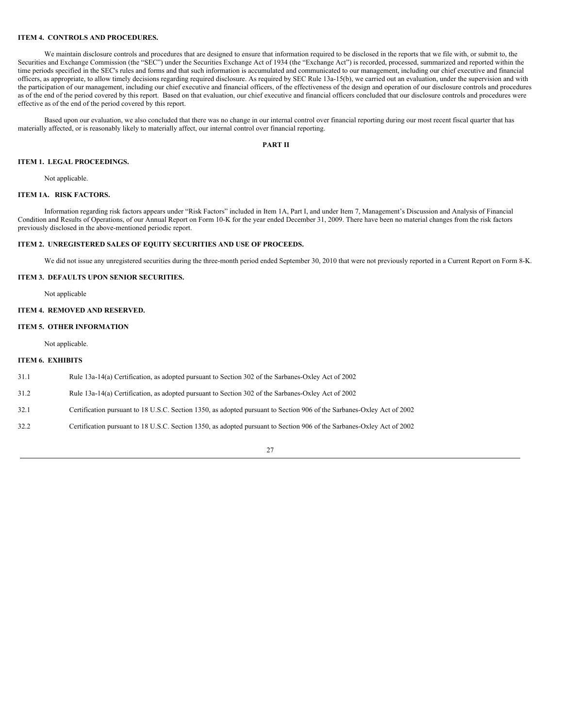### ITEM 4. CONTROLS AND PROCEDURES.

We maintain disclosure controls and procedures that are designed to ensure that information required to be disclosed in the reports that we file with, or submit to, the Securities and Exchange Commission (the "SEC") under the Securities Exchange Act of 1934 (the "Exchange Act") is recorded, processed, summarized and reported within the time periods specified in the SEC's rules and forms and that such information is accumulated and communicated to our management, including our chief executive and financial officers, as appropriate, to allow timely decisions regarding required disclosure. As required by SEC Rule 13a-15(b), we carried out an evaluation, under the supervision and with the participation of our management, including our chief executive and financial officers, of the effectiveness of the design and operation of our disclosure controls and procedures as of the end of the period covered by this report. Based on that evaluation, our chief executive and financial officers concluded that our disclosure controls and procedures were effective as of the end of the period covered by this report.

Based upon our evaluation, we also concluded that there was no change in our internal control over financial reporting during our most recent fiscal quarter that has materially affected, or is reasonably likely to materially affect, our internal control over financial reporting.

## PART II

### ITEM 1. LEGAL PROCEEDINGS.

Not applicable.

### ITEM 1A. RISK FACTORS.

Information regarding risk factors appears under "Risk Factors" included in Item 1A, Part I, and under Item 7, Management's Discussion and Analysis of Financial Condition and Results of Operations, of our Annual Report on Form 10-K for the year ended December 31, 2009. There have been no material changes from the risk factors previously disclosed in the above-mentioned periodic report.

### ITEM 2. UNREGISTERED SALES OF EQUITY SECURITIES AND USE OF PROCEEDS.

We did not issue any unregistered securities during the three-month period ended September 30, 2010 that were not previously reported in a Current Report on Form 8-K.

### ITEM 3. DEFAULTS UPON SENIOR SECURITIES.

Not applicable

### ITEM 4. REMOVED AND RESERVED.

### ITEM 5. OTHER INFORMATION

Not applicable.

### ITEM 6. EXHIBITS

| | |
|---|---|
| 31.1 | Rule 13a-14(a) Certification, as adopted pursuant to Section 302 of the Sarbanes-Oxley Act of 2002 |
| 31.2 | Rule 13a-14(a) Certification, as adopted pursuant to Section 302 of the Sarbanes-Oxley Act of 2002 |
| 32.1 | Certification pursuant to 18 U.S.C. Section 1350, as adopted pursuant to Section 906 of the Sarbanes-Oxley Act of 2002 |
| 32.2 | Certification pursuant to 18 U.S.C. Section 1350, as adopted pursuant to Section 906 of the Sarbanes-Oxley Act of 2002 |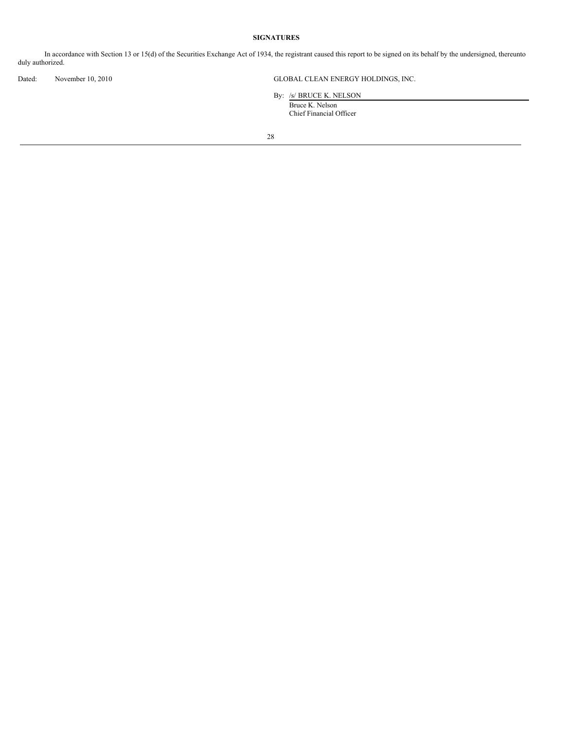## SIGNATURES

In accordance with Section 13 or 15(d) of the Securities Exchange Act of 1934, the registrant caused this report to be signed on its behalf by the undersigned, thereunto duly authorized.

Dated: November 10, 2010

GLOBAL CLEAN ENERGY HOLDINGS, INC.

By: /s/ BRUCE K. NELSON

Bruce K. Nelson
Chief Financial Officer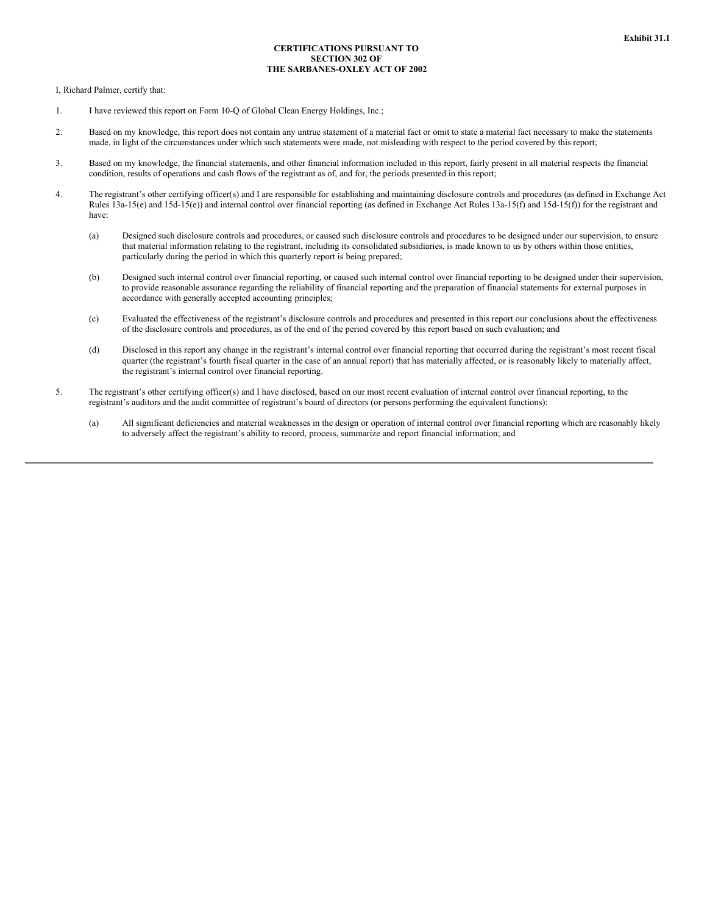**Exhibit 31.1**

**CERTIFICATIONS PURSUANT TO SECTION 302 OF THE SARBANES-OXLEY ACT OF 2002**

I, Richard Palmer, certify that:

1. I have reviewed this report on Form 10-Q of Global Clean Energy Holdings, Inc.;

2. Based on my knowledge, this report does not contain any untrue statement of a material fact or omit to state a material fact necessary to make the statements made, in light of the circumstances under which such statements were made, not misleading with respect to the period covered by this report;

3. Based on my knowledge, the financial statements, and other financial information included in this report, fairly present in all material respects the financial condition, results of operations and cash flows of the registrant as of, and for, the periods presented in this report;

4. The registrant's other certifying officer(s) and I are responsible for establishing and maintaining disclosure controls and procedures (as defined in Exchange Act Rules 13a-15(e) and 15d-15(e)) and internal control over financial reporting (as defined in Exchange Act Rules 13a-15(f) and 15d-15(f)) for the registrant and have:

   (a) Designed such disclosure controls and procedures, or caused such disclosure controls and procedures to be designed under our supervision, to ensure that material information relating to the registrant, including its consolidated subsidiaries, is made known to us by others within those entities, particularly during the period in which this quarterly report is being prepared;

   (b) Designed such internal control over financial reporting, or caused such internal control over financial reporting to be designed under their supervision, to provide reasonable assurance regarding the reliability of financial reporting and the preparation of financial statements for external purposes in accordance with generally accepted accounting principles;

   (c) Evaluated the effectiveness of the registrant's disclosure controls and procedures and presented in this report our conclusions about the effectiveness of the disclosure controls and procedures, as of the end of the period covered by this report based on such evaluation; and

   (d) Disclosed in this report any change in the registrant's internal control over financial reporting that occurred during the registrant's most recent fiscal quarter (the registrant's fourth fiscal quarter in the case of an annual report) that has materially affected, or is reasonably likely to materially affect, the registrant's internal control over financial reporting.

5. The registrant's other certifying officer(s) and I have disclosed, based on our most recent evaluation of internal control over financial reporting, to the registrant's auditors and the audit committee of registrant's board of directors (or persons performing the equivalent functions):

   (a) All significant deficiencies and material weaknesses in the design or operation of internal control over financial reporting which are reasonably likely to adversely affect the registrant's ability to record, process, summarize and report financial information; and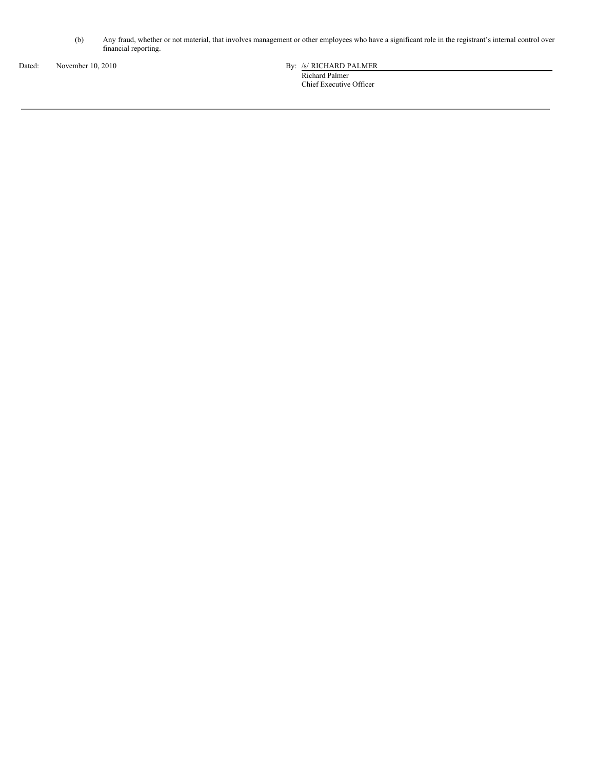(b) Any fraud, whether or not material, that involves management or other employees who have a significant role in the registrant's internal control over financial reporting.

Dated: November 10, 2010

By: /s/ RICHARD PALMER

Richard Palmer

Chief Executive Officer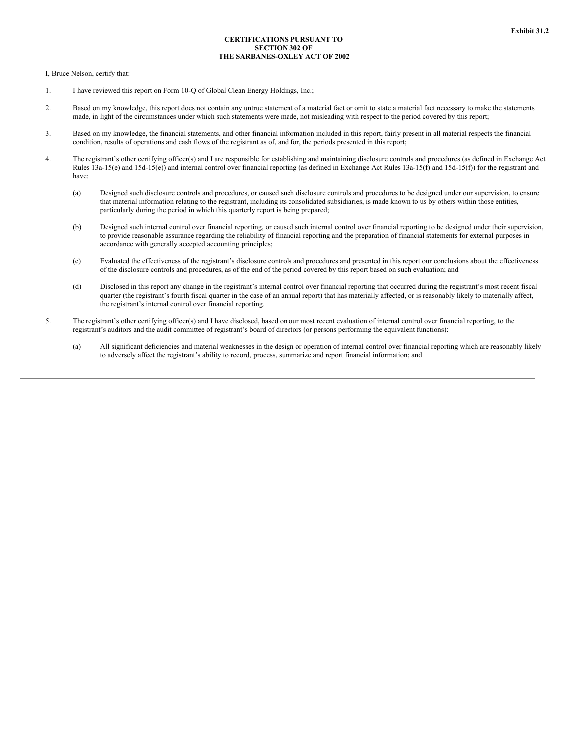**Exhibit 31.2**

**CERTIFICATIONS PURSUANT TO
SECTION 302 OF
THE SARBANES-OXLEY ACT OF 2002**

I, Bruce Nelson, certify that:

1. I have reviewed this report on Form 10-Q of Global Clean Energy Holdings, Inc.;

2. Based on my knowledge, this report does not contain any untrue statement of a material fact or omit to state a material fact necessary to make the statements made, in light of the circumstances under which such statements were made, not misleading with respect to the period covered by this report;

3. Based on my knowledge, the financial statements, and other financial information included in this report, fairly present in all material respects the financial condition, results of operations and cash flows of the registrant as of, and for, the periods presented in this report;

4. The registrant's other certifying officer(s) and I are responsible for establishing and maintaining disclosure controls and procedures (as defined in Exchange Act Rules 13a-15(e) and 15d-15(e)) and internal control over financial reporting (as defined in Exchange Act Rules 13a-15(f) and 15d-15(f)) for the registrant and have:

   (a) Designed such disclosure controls and procedures, or caused such disclosure controls and procedures to be designed under our supervision, to ensure that material information relating to the registrant, including its consolidated subsidiaries, is made known to us by others within those entities, particularly during the period in which this quarterly report is being prepared;

   (b) Designed such internal control over financial reporting, or caused such internal control over financial reporting to be designed under their supervision, to provide reasonable assurance regarding the reliability of financial reporting and the preparation of financial statements for external purposes in accordance with generally accepted accounting principles;

   (c) Evaluated the effectiveness of the registrant's disclosure controls and procedures and presented in this report our conclusions about the effectiveness of the disclosure controls and procedures, as of the end of the period covered by this report based on such evaluation; and

   (d) Disclosed in this report any change in the registrant's internal control over financial reporting that occurred during the registrant's most recent fiscal quarter (the registrant's fourth fiscal quarter in the case of an annual report) that has materially affected, or is reasonably likely to materially affect, the registrant's internal control over financial reporting.

5. The registrant's other certifying officer(s) and I have disclosed, based on our most recent evaluation of internal control over financial reporting, to the registrant's auditors and the audit committee of registrant's board of directors (or persons performing the equivalent functions):

   (a) All significant deficiencies and material weaknesses in the design or operation of internal control over financial reporting which are reasonably likely to adversely affect the registrant's ability to record, process, summarize and report financial information; and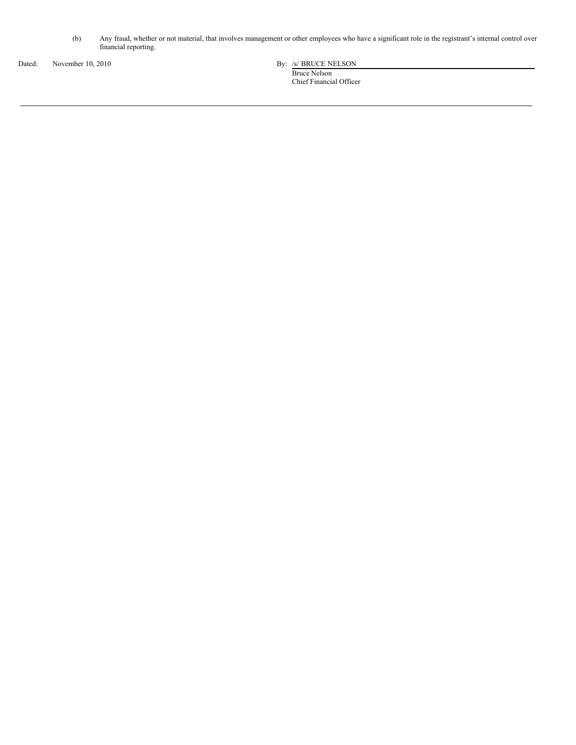(b) Any fraud, whether or not material, that involves management or other employees who have a significant role in the registrant's internal control over financial reporting.

Dated: November 10, 2010

By: /s/ BRUCE NELSON
Bruce Nelson
Chief Financial Officer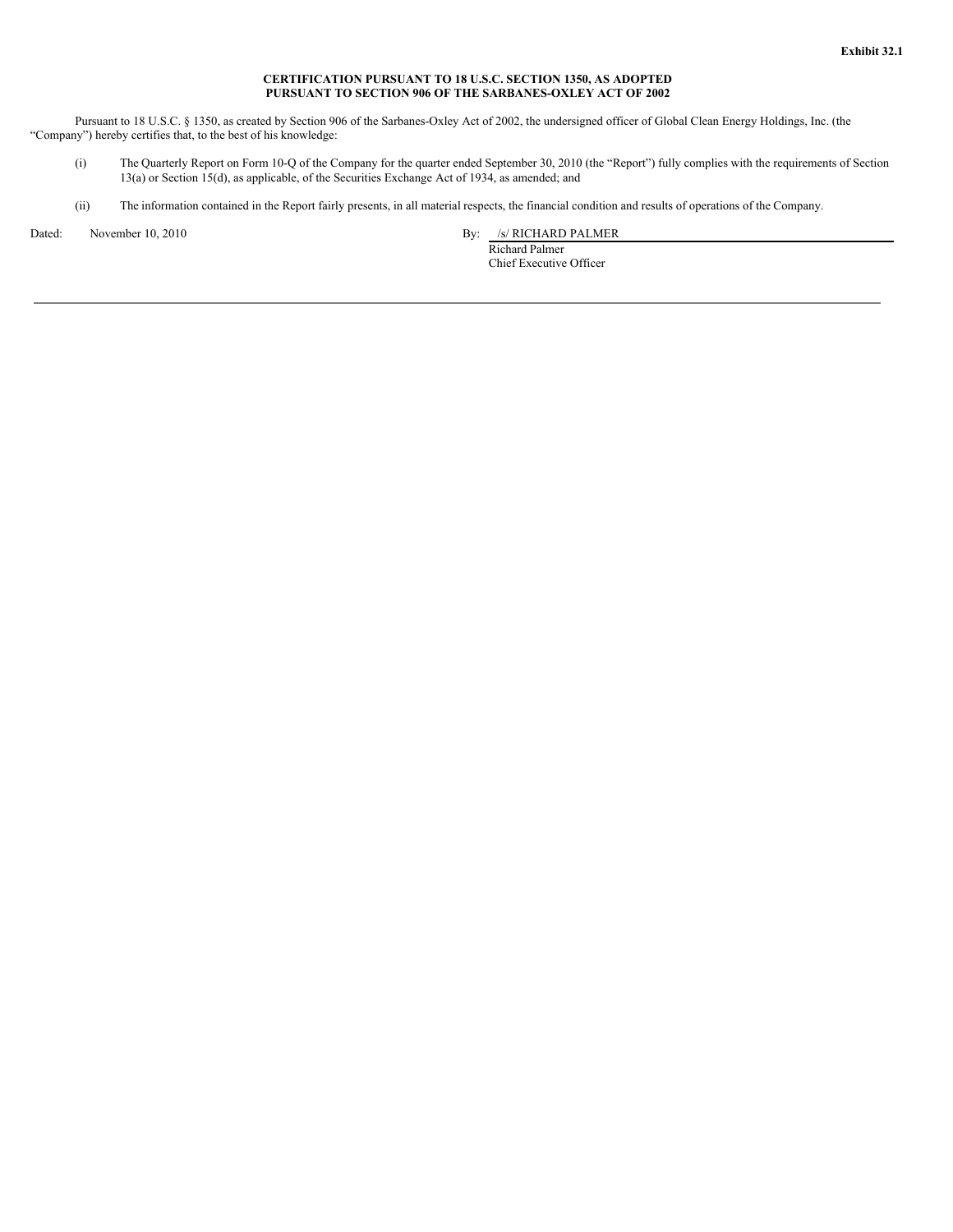**Exhibit 32.1**

**CERTIFICATION PURSUANT TO 18 U.S.C. SECTION 1350, AS ADOPTED PURSUANT TO SECTION 906 OF THE SARBANES-OXLEY ACT OF 2002**

Pursuant to 18 U.S.C. § 1350, as created by Section 906 of the Sarbanes-Oxley Act of 2002, the undersigned officer of Global Clean Energy Holdings, Inc. (the "Company") hereby certifies that, to the best of his knowledge:

(i) The Quarterly Report on Form 10-Q of the Company for the quarter ended September 30, 2010 (the "Report") fully complies with the requirements of Section 13(a) or Section 15(d), as applicable, of the Securities Exchange Act of 1934, as amended; and

(ii) The information contained in the Report fairly presents, in all material respects, the financial condition and results of operations of the Company.

Dated: November 10, 2010

By: /s/ RICHARD PALMER
Richard Palmer
Chief Executive Officer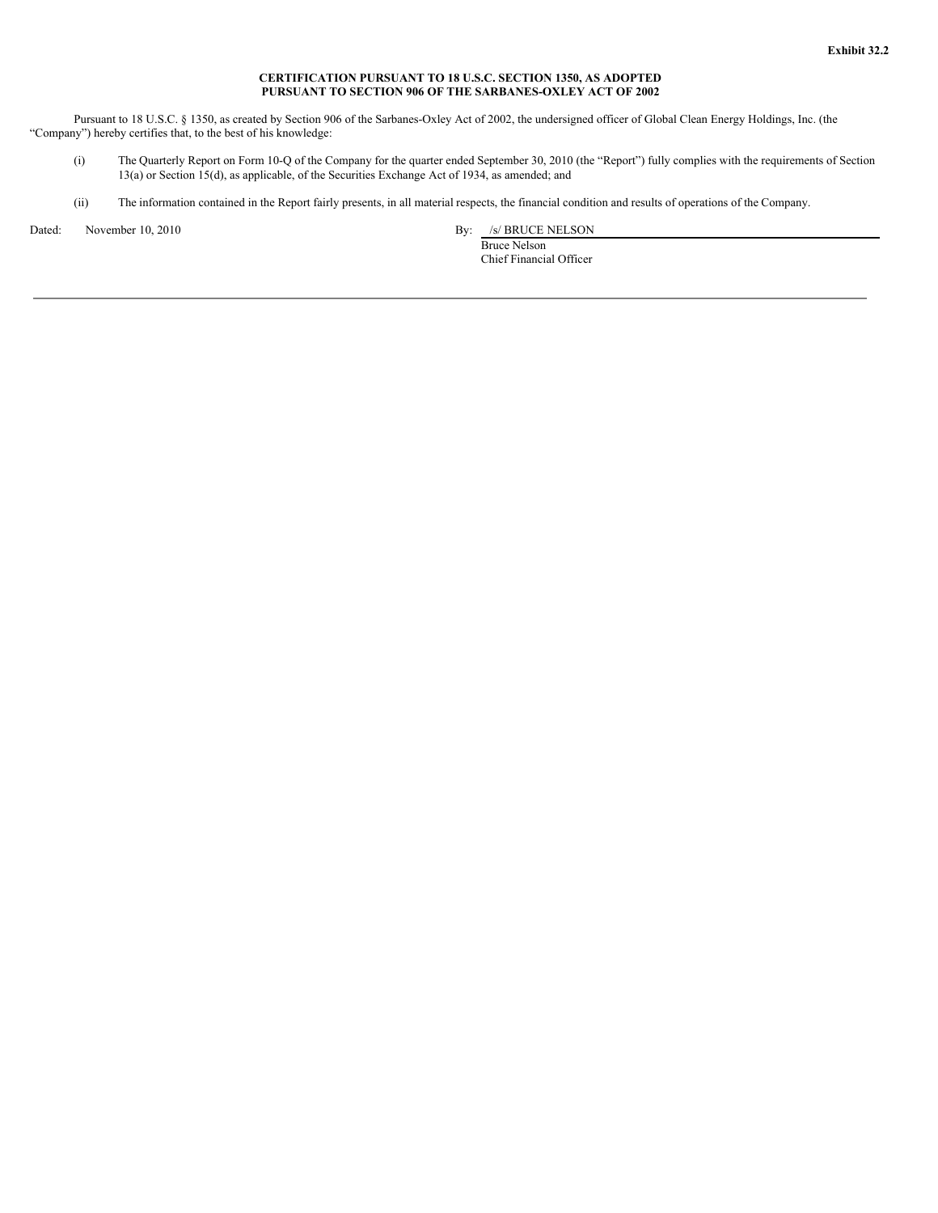**Exhibit 32.2**

**CERTIFICATION PURSUANT TO 18 U.S.C. SECTION 1350, AS ADOPTED PURSUANT TO SECTION 906 OF THE SARBANES-OXLEY ACT OF 2002**

Pursuant to 18 U.S.C. § 1350, as created by Section 906 of the Sarbanes-Oxley Act of 2002, the undersigned officer of Global Clean Energy Holdings, Inc. (the "Company") hereby certifies that, to the best of his knowledge:

(i) The Quarterly Report on Form 10-Q of the Company for the quarter ended September 30, 2010 (the "Report") fully complies with the requirements of Section 13(a) or Section 15(d), as applicable, of the Securities Exchange Act of 1934, as amended; and

(ii) The information contained in the Report fairly presents, in all material respects, the financial condition and results of operations of the Company.

Dated: November 10, 2010

By: /s/ BRUCE NELSON
Bruce Nelson
Chief Financial Officer